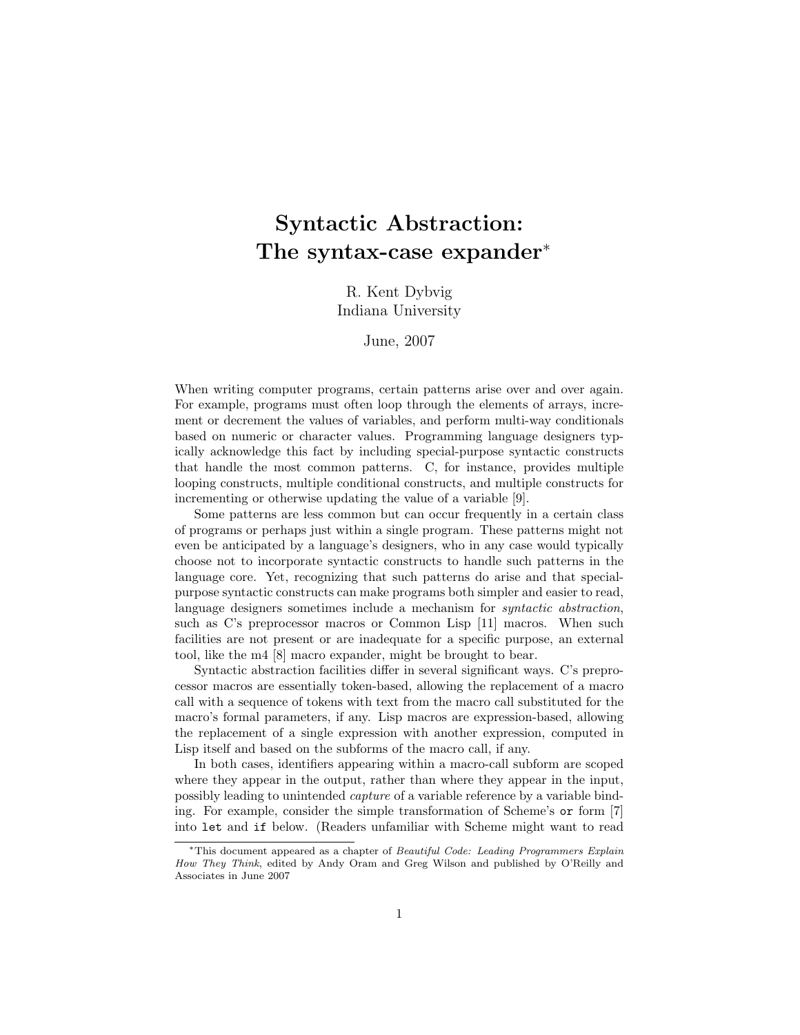# Syntactic Abstraction: The syntax-case expander*

R. Kent Dybvig
Indiana University

June, 2007

When writing computer programs, certain patterns arise over and over again. For example, programs must often loop through the elements of arrays, increment or decrement the values of variables, and perform multi-way conditionals based on numeric or character values. Programming language designers typically acknowledge this fact by including special-purpose syntactic constructs that handle the most common patterns. C, for instance, provides multiple looping constructs, multiple conditional constructs, and multiple constructs for incrementing or otherwise updating the value of a variable [9].

Some patterns are less common but can occur frequently in a certain class of programs or perhaps just within a single program. These patterns might not even be anticipated by a language's designers, who in any case would typically choose not to incorporate syntactic constructs to handle such patterns in the language core. Yet, recognizing that such patterns do arise and that special-purpose syntactic constructs can make programs both simpler and easier to read, language designers sometimes include a mechanism for *syntactic abstraction*, such as C's preprocessor macros or Common Lisp [11] macros. When such facilities are not present or are inadequate for a specific purpose, an external tool, like the m4 [8] macro expander, might be brought to bear.

Syntactic abstraction facilities differ in several significant ways. C's preprocessor macros are essentially token-based, allowing the replacement of a macro call with a sequence of tokens with text from the macro call substituted for the macro's formal parameters, if any. Lisp macros are expression-based, allowing the replacement of a single expression with another expression, computed in Lisp itself and based on the subforms of the macro call, if any.

In both cases, identifiers appearing within a macro-call subform are scoped where they appear in the output, rather than where they appear in the input, possibly leading to unintended *capture* of a variable reference by a variable binding. For example, consider the simple transformation of Scheme's `or` form [7] into `let` and `if` below. (Readers unfamiliar with Scheme might want to read

*This document appeared as a chapter of *Beautiful Code: Leading Programmers Explain How They Think*, edited by Andy Oram and Greg Wilson and published by O'Reilly and Associates in June 2007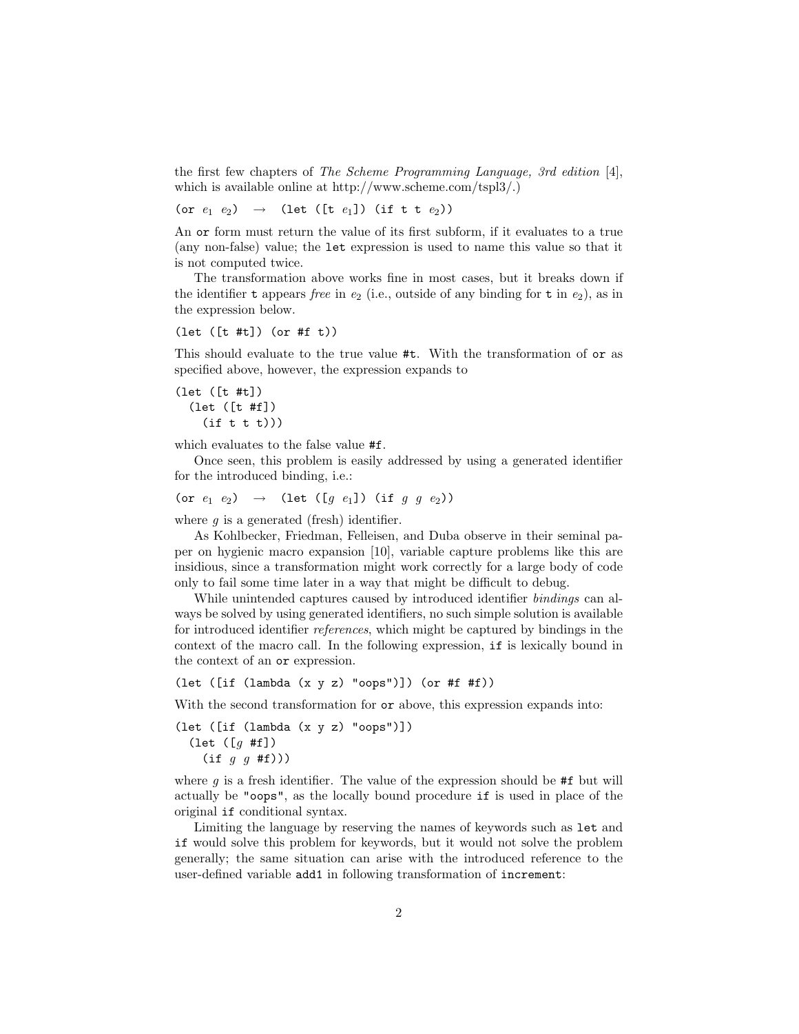the first few chapters of *The Scheme Programming Language, 3rd edition* [4], which is available online at http://www.scheme.com/tspl3/.)

```
(or e1 e2)  →  (let ([t e1]) (if t t e2))
```

An `or` form must return the value of its first subform, if it evaluates to a true (any non-false) value; the `let` expression is used to name this value so that it is not computed twice.

The transformation above works fine in most cases, but it breaks down if the identifier `t` appears *free* in $e_2$ (i.e., outside of any binding for `t` in $e_2$), as in the expression below.

```
(let ([t #t]) (or #f t))
```

This should evaluate to the true value `#t`. With the transformation of `or` as specified above, however, the expression expands to

```
(let ([t #t])
  (let ([t #f])
    (if t t t)))
```

which evaluates to the false value `#f`.

Once seen, this problem is easily addressed by using a generated identifier for the introduced binding, i.e.:

```
(or e1 e2)  →  (let ([g e1]) (if g g e2))
```

where $g$ is a generated (fresh) identifier.

As Kohlbecker, Friedman, Felleisen, and Duba observe in their seminal paper on hygienic macro expansion [10], variable capture problems like this are insidious, since a transformation might work correctly for a large body of code only to fail some time later in a way that might be difficult to debug.

While unintended captures caused by introduced identifier *bindings* can always be solved by using generated identifiers, no such simple solution is available for introduced identifier *references*, which might be captured by bindings in the context of the macro call. In the following expression, `if` is lexically bound in the context of an `or` expression.

```
(let ([if (lambda (x y z) "oops")]) (or #f #f))
```

With the second transformation for `or` above, this expression expands into:

```
(let ([if (lambda (x y z) "oops")])
  (let ([g #f])
    (if g g #f)))
```

where $g$ is a fresh identifier. The value of the expression should be `#f` but will actually be `"oops"`, as the locally bound procedure `if` is used in place of the original `if` conditional syntax.

Limiting the language by reserving the names of keywords such as `let` and `if` would solve this problem for keywords, but it would not solve the problem generally; the same situation can arise with the introduced reference to the user-defined variable `add1` in following transformation of `increment`: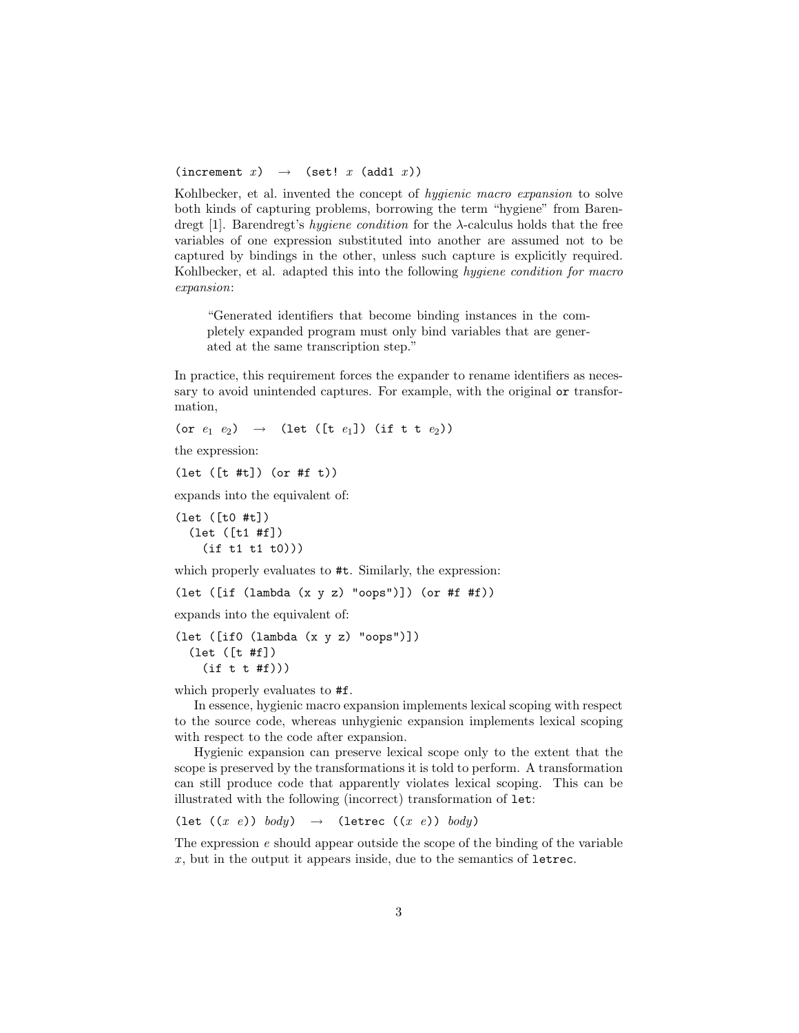```
(increment x)  →  (set! x (add1 x))
```

Kohlbecker, et al. invented the concept of *hygienic macro expansion* to solve both kinds of capturing problems, borrowing the term "hygiene" from Barendregt [1]. Barendregt's *hygiene condition* for the λ-calculus holds that the free variables of one expression substituted into another are assumed not to be captured by bindings in the other, unless such capture is explicitly required. Kohlbecker, et al. adapted this into the following *hygiene condition for macro expansion*:

> "Generated identifiers that become binding instances in the completely expanded program must only bind variables that are generated at the same transcription step."

In practice, this requirement forces the expander to rename identifiers as necessary to avoid unintended captures. For example, with the original `or` transformation,

```
(or e1 e2)  →  (let ([t e1]) (if t t e2))
```

the expression:

```
(let ([t #t]) (or #f t))
```

expands into the equivalent of:

```
(let ([t0 #t])
  (let ([t1 #f])
    (if t1 t1 t0)))
```

which properly evaluates to `#t`. Similarly, the expression:

```
(let ([if (lambda (x y z) "oops")]) (or #f #f))
```

expands into the equivalent of:

```
(let ([if0 (lambda (x y z) "oops")])
  (let ([t #f])
    (if t t #f)))
```

which properly evaluates to `#f`.

In essence, hygienic macro expansion implements lexical scoping with respect to the source code, whereas unhygienic expansion implements lexical scoping with respect to the code after expansion.

Hygienic expansion can preserve lexical scope only to the extent that the scope is preserved by the transformations it is told to perform. A transformation can still produce code that apparently violates lexical scoping. This can be illustrated with the following (incorrect) transformation of `let`:

```
(let ((x e)) body)  →  (letrec ((x e)) body)
```

The expression $e$ should appear outside the scope of the binding of the variable $x$, but in the output it appears inside, due to the semantics of `letrec`.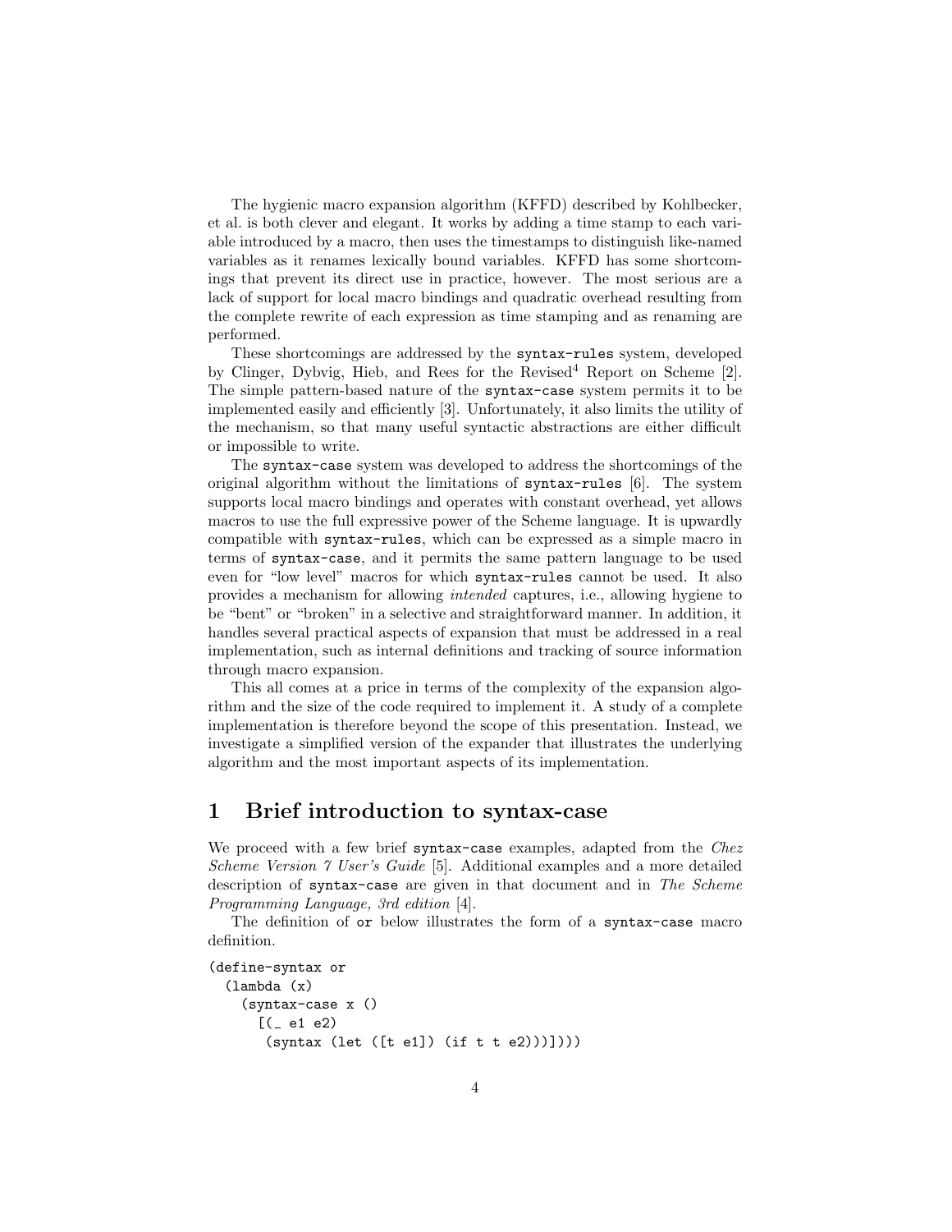The hygienic macro expansion algorithm (KFFD) described by Kohlbecker, et al. is both clever and elegant. It works by adding a time stamp to each variable introduced by a macro, then uses the timestamps to distinguish like-named variables as it renames lexically bound variables. KFFD has some shortcomings that prevent its direct use in practice, however. The most serious are a lack of support for local macro bindings and quadratic overhead resulting from the complete rewrite of each expression as time stamping and as renaming are performed.

These shortcomings are addressed by the `syntax-rules` system, developed by Clinger, Dybvig, Hieb, and Rees for the Revised[4] Report on Scheme [2]. The simple pattern-based nature of the `syntax-case` system permits it to be implemented easily and efficiently [3]. Unfortunately, it also limits the utility of the mechanism, so that many useful syntactic abstractions are either difficult or impossible to write.

The `syntax-case` system was developed to address the shortcomings of the original algorithm without the limitations of `syntax-rules` [6]. The system supports local macro bindings and operates with constant overhead, yet allows macros to use the full expressive power of the Scheme language. It is upwardly compatible with `syntax-rules`, which can be expressed as a simple macro in terms of `syntax-case`, and it permits the same pattern language to be used even for "low level" macros for which `syntax-rules` cannot be used. It also provides a mechanism for allowing *intended* captures, i.e., allowing hygiene to be "bent" or "broken" in a selective and straightforward manner. In addition, it handles several practical aspects of expansion that must be addressed in a real implementation, such as internal definitions and tracking of source information through macro expansion.

This all comes at a price in terms of the complexity of the expansion algorithm and the size of the code required to implement it. A study of a complete implementation is therefore beyond the scope of this presentation. Instead, we investigate a simplified version of the expander that illustrates the underlying algorithm and the most important aspects of its implementation.

# 1 Brief introduction to syntax-case

We proceed with a few brief `syntax-case` examples, adapted from the *Chez Scheme Version 7 User's Guide* [5]. Additional examples and a more detailed description of `syntax-case` are given in that document and in *The Scheme Programming Language, 3rd edition* [4].

The definition of `or` below illustrates the form of a `syntax-case` macro definition.

```
(define-syntax or
  (lambda (x)
    (syntax-case x ()
      [(_ e1 e2)
       (syntax (let ([t e1]) (if t t e2)))])))
```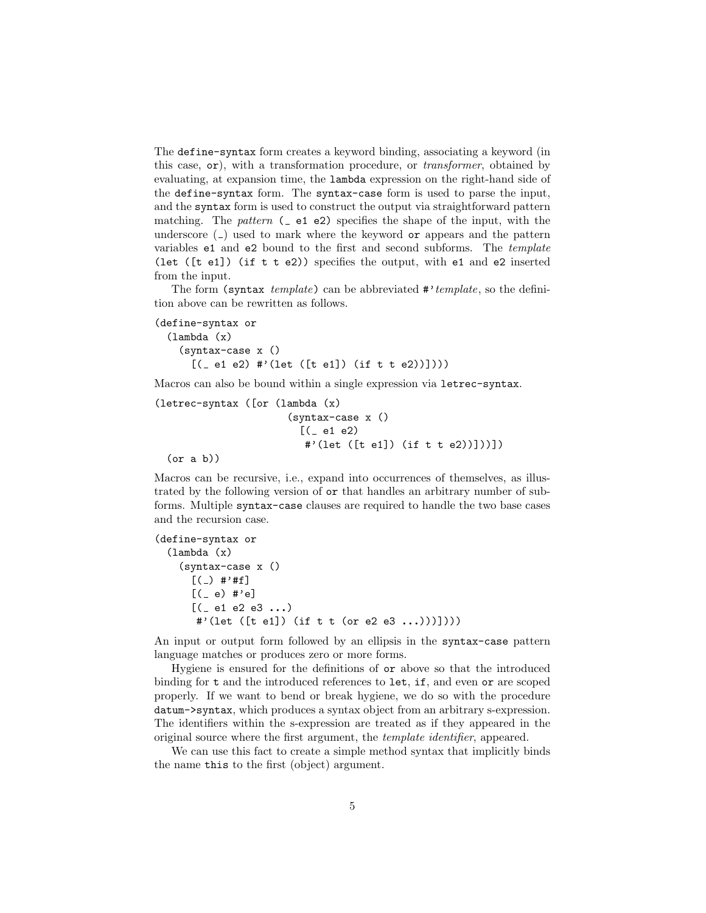The `define-syntax` form creates a keyword binding, associating a keyword (in this case, `or`), with a transformation procedure, or *transformer*, obtained by evaluating, at expansion time, the `lambda` expression on the right-hand side of the `define-syntax` form. The `syntax-case` form is used to parse the input, and the `syntax` form is used to construct the output via straightforward pattern matching. The *pattern* `(_ e1 e2)` specifies the shape of the input, with the underscore (`_`) used to mark where the keyword `or` appears and the pattern variables `e1` and `e2` bound to the first and second subforms. The *template* `(let ([t e1]) (if t t e2))` specifies the output, with `e1` and `e2` inserted from the input.

The form `(syntax` *template*`)` can be abbreviated `#'`*template*, so the definition above can be rewritten as follows.

```
(define-syntax or
  (lambda (x)
    (syntax-case x ()
      [(_ e1 e2) #'(let ([t e1]) (if t t e2))])))
```

Macros can also be bound within a single expression via `letrec-syntax`.

```
(letrec-syntax ([or (lambda (x)
                      (syntax-case x ()
                        [(_ e1 e2)
                         #'(let ([t e1]) (if t t e2))]))])
  (or a b))
```

Macros can be recursive, i.e., expand into occurrences of themselves, as illustrated by the following version of `or` that handles an arbitrary number of subforms. Multiple `syntax-case` clauses are required to handle the two base cases and the recursion case.

```
(define-syntax or
  (lambda (x)
    (syntax-case x ()
      [(_) #'#f]
      [(_ e) #'e]
      [(_ e1 e2 e3 ...)
       #'(let ([t e1]) (if t t (or e2 e3 ...)))])))
```

An input or output form followed by an ellipsis in the `syntax-case` pattern language matches or produces zero or more forms.

Hygiene is ensured for the definitions of `or` above so that the introduced binding for `t` and the introduced references to `let`, `if`, and even `or` are scoped properly. If we want to bend or break hygiene, we do so with the procedure `datum->syntax`, which produces a syntax object from an arbitrary s-expression. The identifiers within the s-expression are treated as if they appeared in the original source where the first argument, the *template identifier*, appeared.

We can use this fact to create a simple method syntax that implicitly binds the name `this` to the first (object) argument.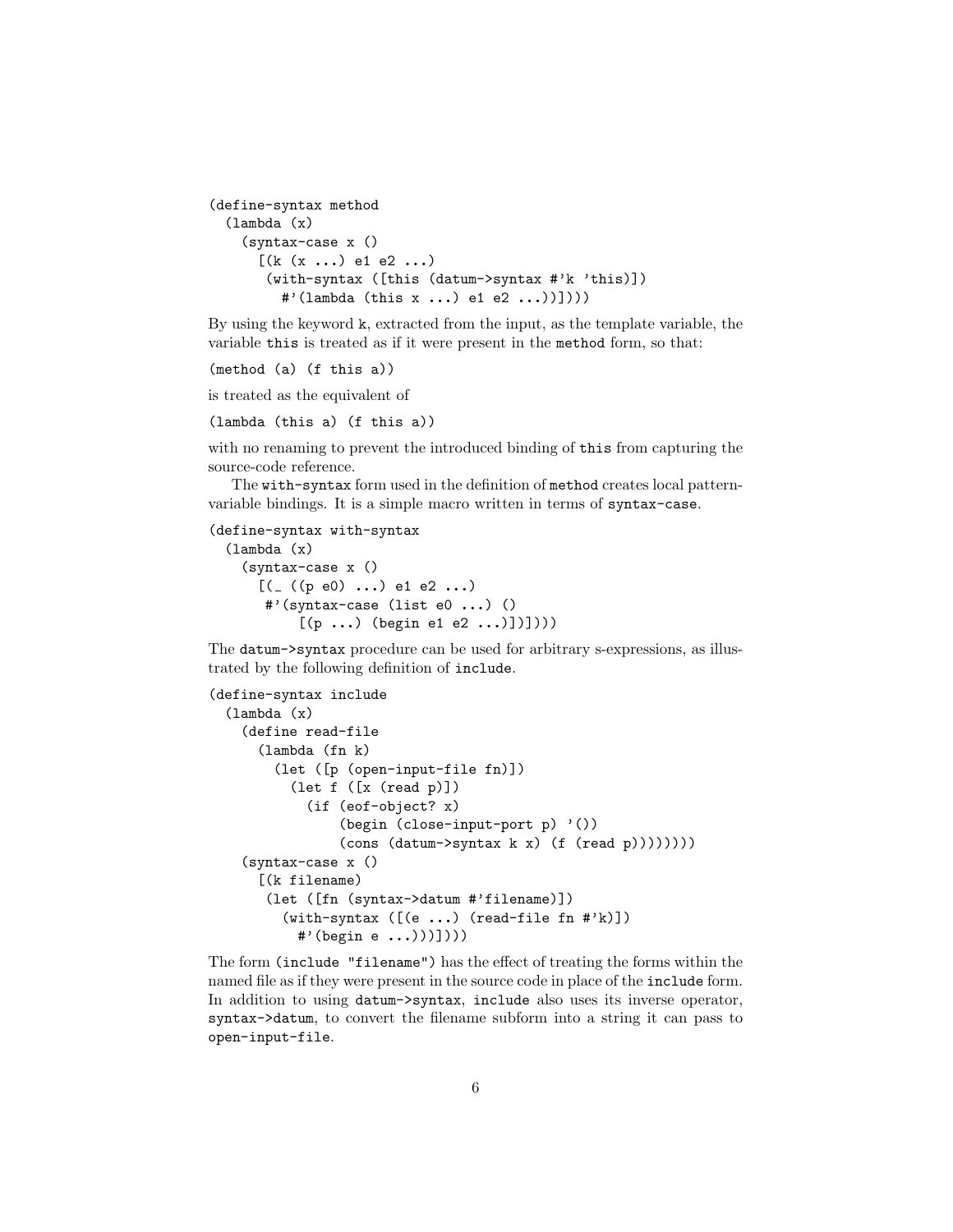```
(define-syntax method
  (lambda (x)
    (syntax-case x ()
      [(k (x ...) e1 e2 ...)
       (with-syntax ([this (datum->syntax #'k 'this)])
         #'(lambda (this x ...) e1 e2 ...))])))
```

By using the keyword `k`, extracted from the input, as the template variable, the variable `this` is treated as if it were present in the `method` form, so that:

```
(method (a) (f this a))
```

is treated as the equivalent of

```
(lambda (this a) (f this a))
```

with no renaming to prevent the introduced binding of `this` from capturing the source-code reference.

The `with-syntax` form used in the definition of `method` creates local pattern-variable bindings. It is a simple macro written in terms of `syntax-case`.

```
(define-syntax with-syntax
  (lambda (x)
    (syntax-case x ()
      [(_ ((p e0) ...) e1 e2 ...)
       #'(syntax-case (list e0 ...) ()
           [(p ...) (begin e1 e2 ...)])])))
```

The `datum->syntax` procedure can be used for arbitrary s-expressions, as illustrated by the following definition of `include`.

```
(define-syntax include
  (lambda (x)
    (define read-file
      (lambda (fn k)
        (let ([p (open-input-file fn)])
          (let f ([x (read p)])
            (if (eof-object? x)
                (begin (close-input-port p) '())
                (cons (datum->syntax k x) (f (read p))))))))
    (syntax-case x ()
      [(k filename)
       (let ([fn (syntax->datum #'filename)])
         (with-syntax ([(e ...) (read-file fn #'k)])
           #'(begin e ...)))])))
```

The form `(include "filename")` has the effect of treating the forms within the named file as if they were present in the source code in place of the `include` form. In addition to using `datum->syntax`, `include` also uses its inverse operator, `syntax->datum`, to convert the filename subform into a string it can pass to `open-input-file`.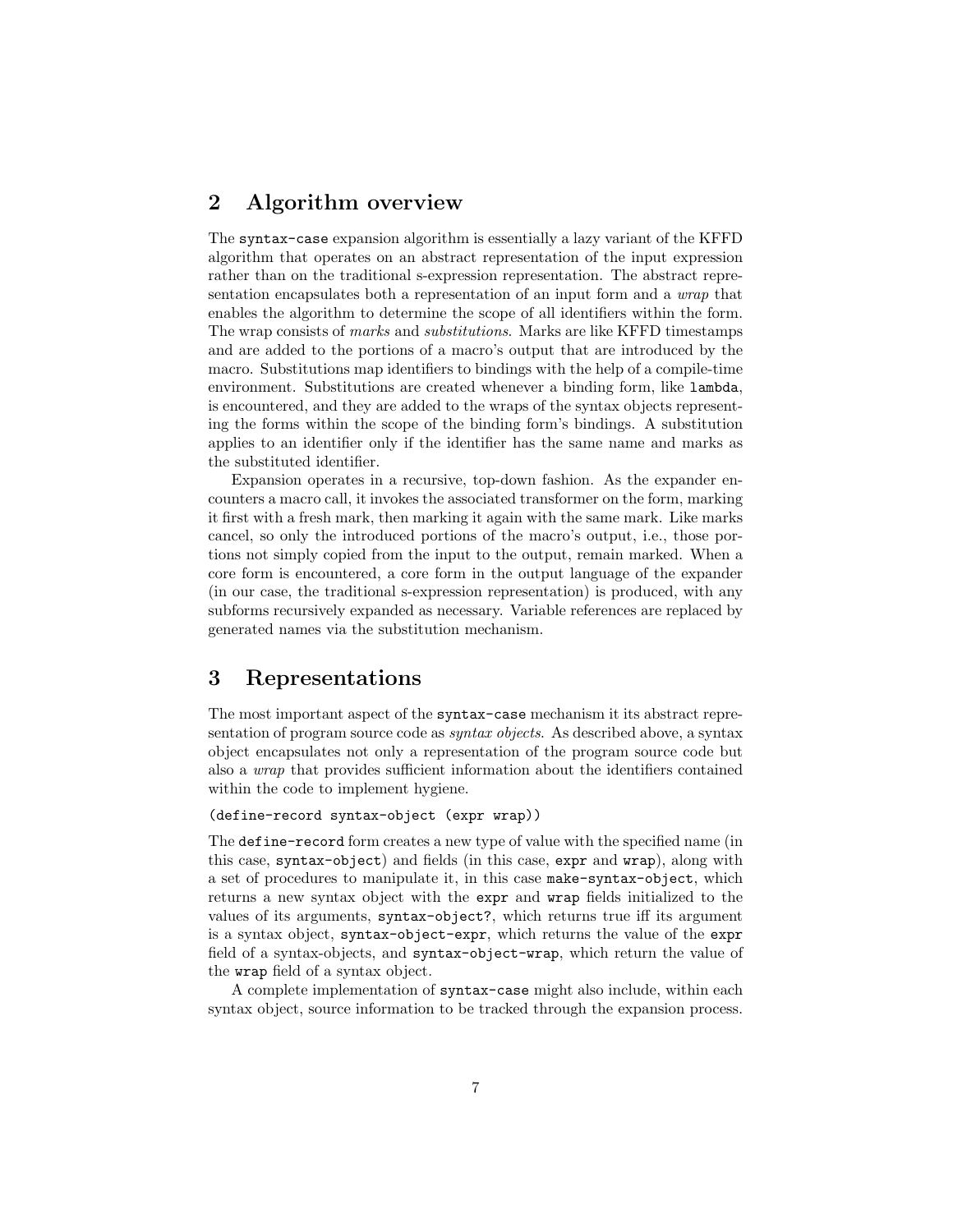## 2 Algorithm overview

The `syntax-case` expansion algorithm is essentially a lazy variant of the KFFD algorithm that operates on an abstract representation of the input expression rather than on the traditional s-expression representation. The abstract representation encapsulates both a representation of an input form and a *wrap* that enables the algorithm to determine the scope of all identifiers within the form. The wrap consists of *marks* and *substitutions*. Marks are like KFFD timestamps and are added to the portions of a macro's output that are introduced by the macro. Substitutions map identifiers to bindings with the help of a compile-time environment. Substitutions are created whenever a binding form, like `lambda`, is encountered, and they are added to the wraps of the syntax objects representing the forms within the scope of the binding form's bindings. A substitution applies to an identifier only if the identifier has the same name and marks as the substituted identifier.

Expansion operates in a recursive, top-down fashion. As the expander encounters a macro call, it invokes the associated transformer on the form, marking it first with a fresh mark, then marking it again with the same mark. Like marks cancel, so only the introduced portions of the macro's output, i.e., those portions not simply copied from the input to the output, remain marked. When a core form is encountered, a core form in the output language of the expander (in our case, the traditional s-expression representation) is produced, with any subforms recursively expanded as necessary. Variable references are replaced by generated names via the substitution mechanism.

## 3 Representations

The most important aspect of the `syntax-case` mechanism it its abstract representation of program source code as *syntax objects*. As described above, a syntax object encapsulates not only a representation of the program source code but also a *wrap* that provides sufficient information about the identifiers contained within the code to implement hygiene.

```
(define-record syntax-object (expr wrap))
```

The `define-record` form creates a new type of value with the specified name (in this case, `syntax-object`) and fields (in this case, `expr` and `wrap`), along with a set of procedures to manipulate it, in this case `make-syntax-object`, which returns a new syntax object with the `expr` and `wrap` fields initialized to the values of its arguments, `syntax-object?`, which returns true iff its argument is a syntax object, `syntax-object-expr`, which returns the value of the `expr` field of a syntax-objects, and `syntax-object-wrap`, which return the value of the `wrap` field of a syntax object.

A complete implementation of `syntax-case` might also include, within each syntax object, source information to be tracked through the expansion process.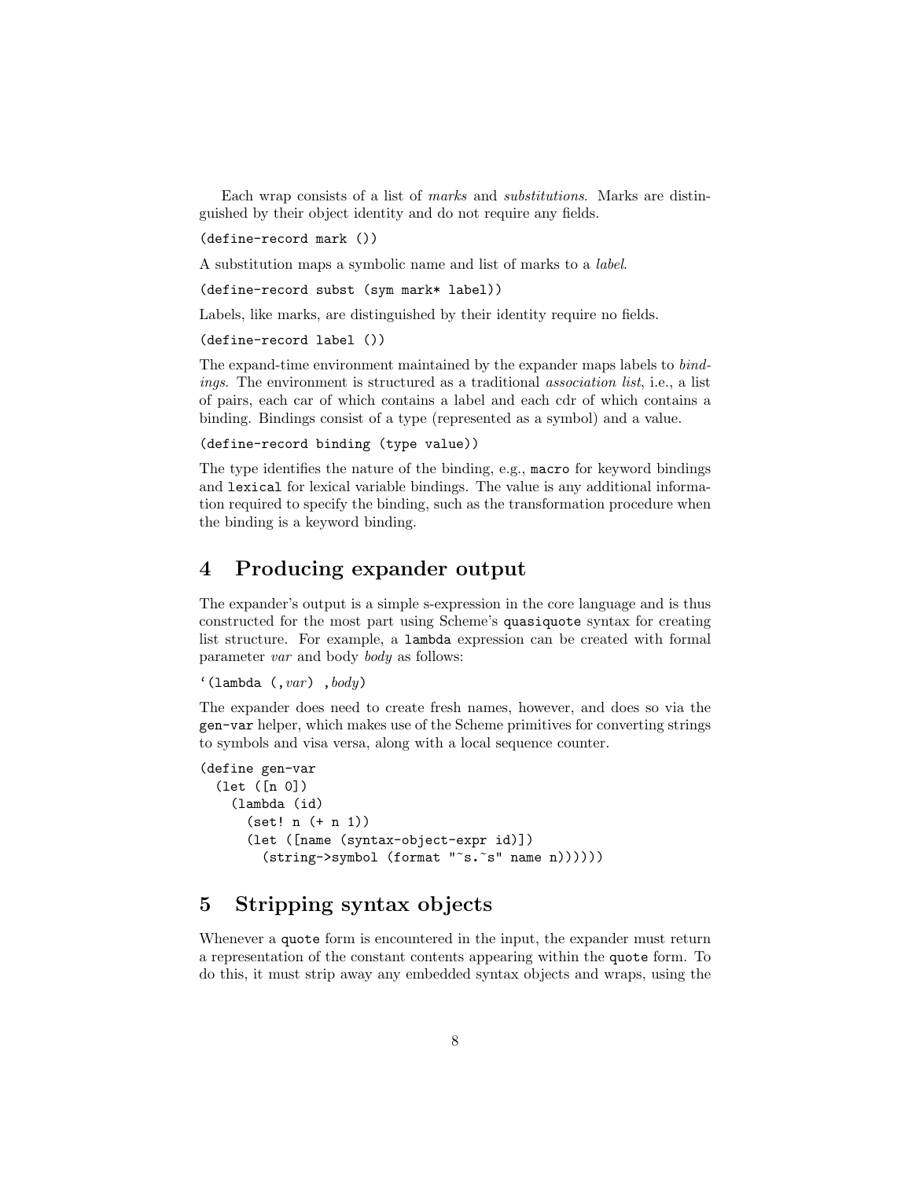Each wrap consists of a list of *marks* and *substitutions*. Marks are distinguished by their object identity and do not require any fields.

```
(define-record mark ())
```

A substitution maps a symbolic name and list of marks to a *label*.

```
(define-record subst (sym mark* label))
```

Labels, like marks, are distinguished by their identity require no fields.

```
(define-record label ())
```

The expand-time environment maintained by the expander maps labels to *bindings*. The environment is structured as a traditional *association list*, i.e., a list of pairs, each car of which contains a label and each cdr of which contains a binding. Bindings consist of a type (represented as a symbol) and a value.

```
(define-record binding (type value))
```

The type identifies the nature of the binding, e.g., `macro` for keyword bindings and `lexical` for lexical variable bindings. The value is any additional information required to specify the binding, such as the transformation procedure when the binding is a keyword binding.

## 4 Producing expander output

The expander's output is a simple s-expression in the core language and is thus constructed for the most part using Scheme's `quasiquote` syntax for creating list structure. For example, a `lambda` expression can be created with formal parameter *var* and body *body* as follows:

```
`(lambda (,var) ,body)
```

The expander does need to create fresh names, however, and does so via the `gen-var` helper, which makes use of the Scheme primitives for converting strings to symbols and visa versa, along with a local sequence counter.

```
(define gen-var
  (let ([n 0])
    (lambda (id)
      (set! n (+ n 1))
      (let ([name (syntax-object-expr id)])
        (string->symbol (format "~s.~s" name n))))))
```

## 5 Stripping syntax objects

Whenever a `quote` form is encountered in the input, the expander must return a representation of the constant contents appearing within the `quote` form. To do this, it must strip away any embedded syntax objects and wraps, using the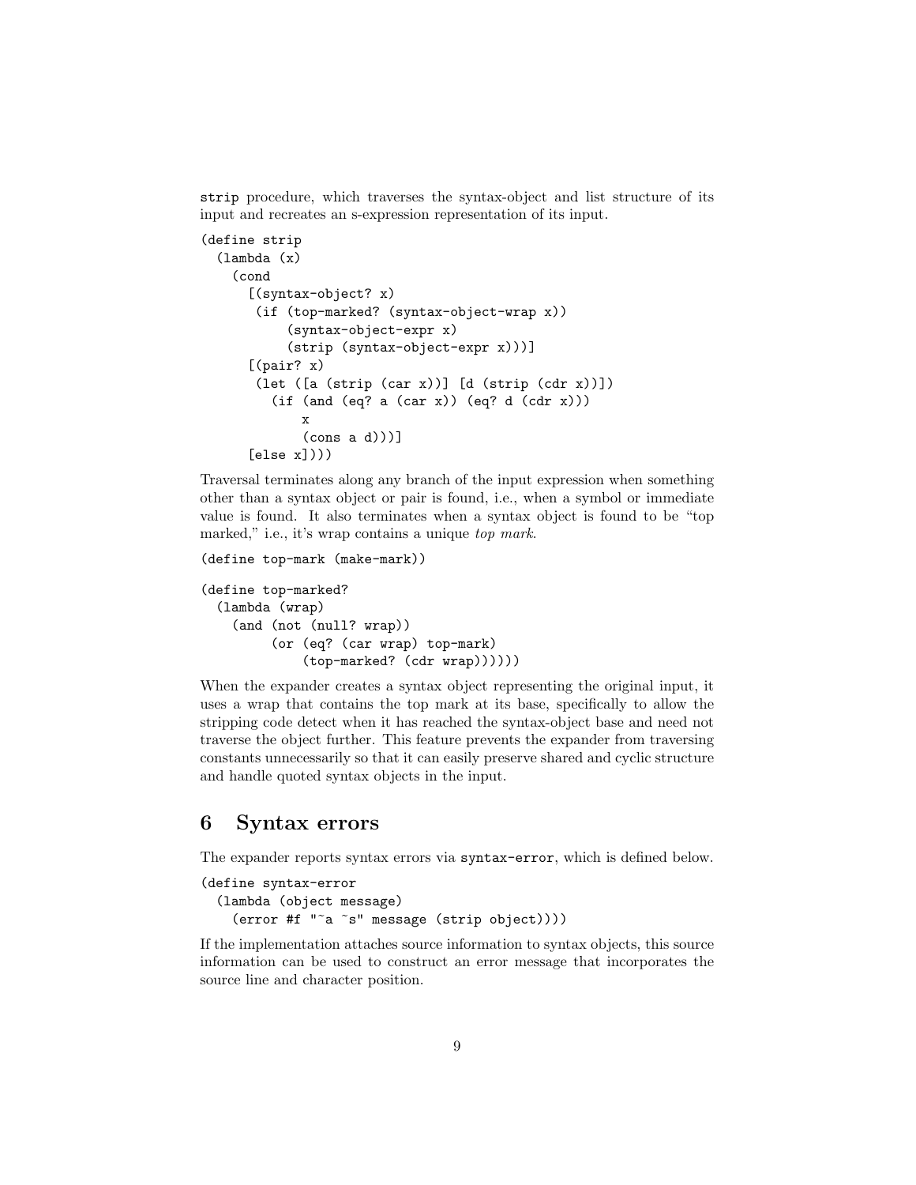strip procedure, which traverses the syntax-object and list structure of its input and recreates an s-expression representation of its input.

```
(define strip
  (lambda (x)
    (cond
      [(syntax-object? x)
       (if (top-marked? (syntax-object-wrap x))
           (syntax-object-expr x)
           (strip (syntax-object-expr x)))]
      [(pair? x)
       (let ([a (strip (car x))] [d (strip (cdr x))])
         (if (and (eq? a (car x)) (eq? d (cdr x)))
             x
             (cons a d)))]
      [else x])))
```

Traversal terminates along any branch of the input expression when something other than a syntax object or pair is found, i.e., when a symbol or immediate value is found. It also terminates when a syntax object is found to be "top marked," i.e., it's wrap contains a unique *top mark*.

```
(define top-mark (make-mark))

(define top-marked?
  (lambda (wrap)
    (and (not (null? wrap))
         (or (eq? (car wrap) top-mark)
             (top-marked? (cdr wrap))))))
```

When the expander creates a syntax object representing the original input, it uses a wrap that contains the top mark at its base, specifically to allow the stripping code detect when it has reached the syntax-object base and need not traverse the object further. This feature prevents the expander from traversing constants unnecessarily so that it can easily preserve shared and cyclic structure and handle quoted syntax objects in the input.

# 6 Syntax errors

The expander reports syntax errors via syntax-error, which is defined below.

```
(define syntax-error
  (lambda (object message)
    (error #f "~a ~s" message (strip object))))
```

If the implementation attaches source information to syntax objects, this source information can be used to construct an error message that incorporates the source line and character position.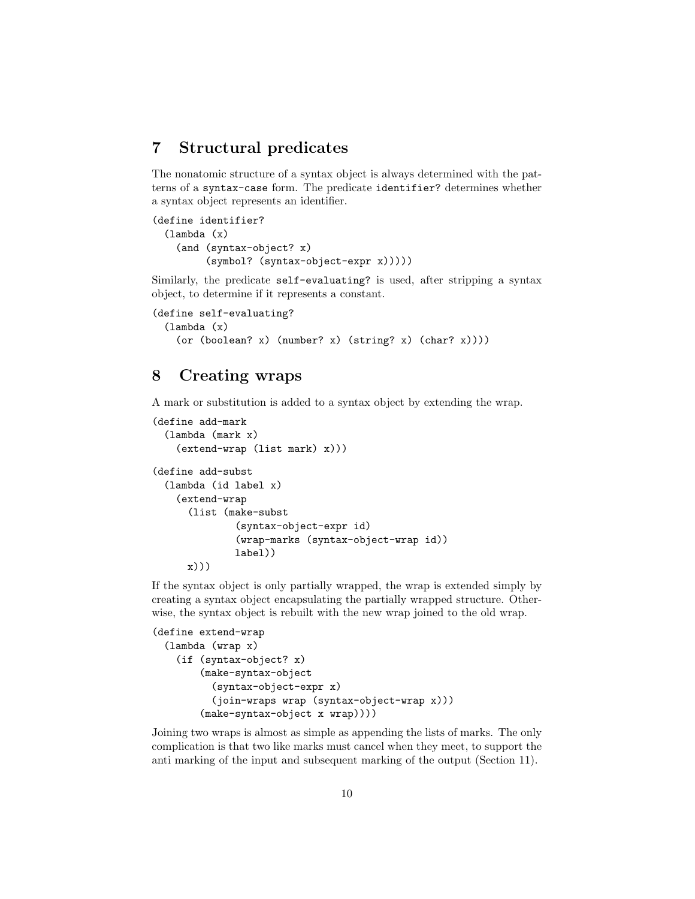## 7 Structural predicates

The nonatomic structure of a syntax object is always determined with the patterns of a `syntax-case` form. The predicate `identifier?` determines whether a syntax object represents an identifier.

```
(define identifier?
  (lambda (x)
    (and (syntax-object? x)
         (symbol? (syntax-object-expr x)))))
```

Similarly, the predicate `self-evaluating?` is used, after stripping a syntax object, to determine if it represents a constant.

```
(define self-evaluating?
  (lambda (x)
    (or (boolean? x) (number? x) (string? x) (char? x))))
```

## 8 Creating wraps

A mark or substitution is added to a syntax object by extending the wrap.

```
(define add-mark
  (lambda (mark x)
    (extend-wrap (list mark) x)))

(define add-subst
  (lambda (id label x)
    (extend-wrap
      (list (make-subst
              (syntax-object-expr id)
              (wrap-marks (syntax-object-wrap id))
              label))
      x)))
```

If the syntax object is only partially wrapped, the wrap is extended simply by creating a syntax object encapsulating the partially wrapped structure. Otherwise, the syntax object is rebuilt with the new wrap joined to the old wrap.

```
(define extend-wrap
  (lambda (wrap x)
    (if (syntax-object? x)
        (make-syntax-object
          (syntax-object-expr x)
          (join-wraps wrap (syntax-object-wrap x)))
        (make-syntax-object x wrap))))
```

Joining two wraps is almost as simple as appending the lists of marks. The only complication is that two like marks must cancel when they meet, to support the anti marking of the input and subsequent marking of the output (Section 11).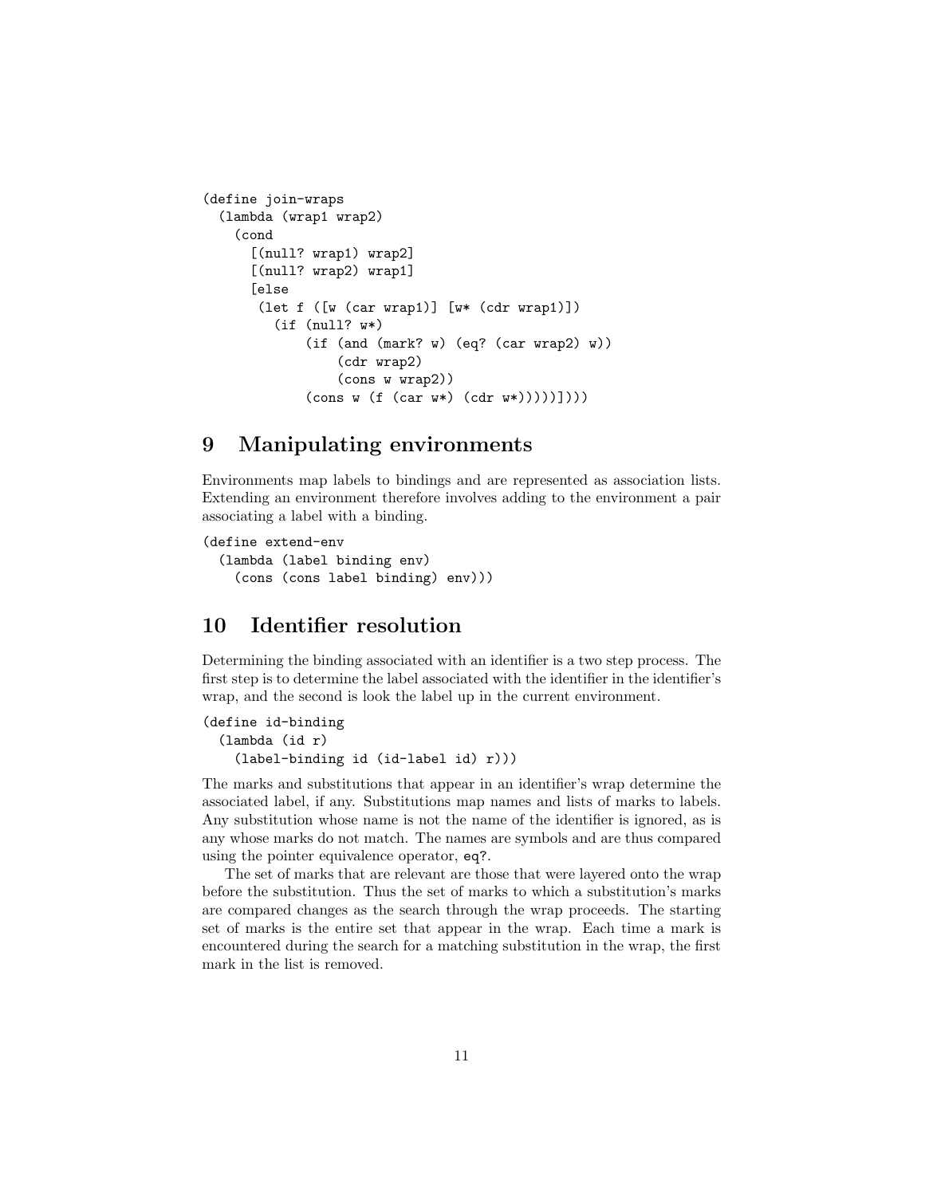```scheme
(define join-wraps
  (lambda (wrap1 wrap2)
    (cond
      [(null? wrap1) wrap2]
      [(null? wrap2) wrap1]
      [else
       (let f ([w (car wrap1)] [w* (cdr wrap1)])
         (if (null? w*)
             (if (and (mark? w) (eq? (car wrap2) w))
                 (cdr wrap2)
                 (cons w wrap2))
             (cons w (f (car w*) (cdr w*)))))])))
```

## 9 Manipulating environments

Environments map labels to bindings and are represented as association lists. Extending an environment therefore involves adding to the environment a pair associating a label with a binding.

```scheme
(define extend-env
  (lambda (label binding env)
    (cons (cons label binding) env)))
```

## 10 Identifier resolution

Determining the binding associated with an identifier is a two step process. The first step is to determine the label associated with the identifier in the identifier's wrap, and the second is look the label up in the current environment.

```scheme
(define id-binding
  (lambda (id r)
    (label-binding id (id-label id) r)))
```

The marks and substitutions that appear in an identifier's wrap determine the associated label, if any. Substitutions map names and lists of marks to labels. Any substitution whose name is not the name of the identifier is ignored, as is any whose marks do not match. The names are symbols and are thus compared using the pointer equivalence operator, `eq?`.

The set of marks that are relevant are those that were layered onto the wrap before the substitution. Thus the set of marks to which a substitution's marks are compared changes as the search through the wrap proceeds. The starting set of marks is the entire set that appear in the wrap. Each time a mark is encountered during the search for a matching substitution in the wrap, the first mark in the list is removed.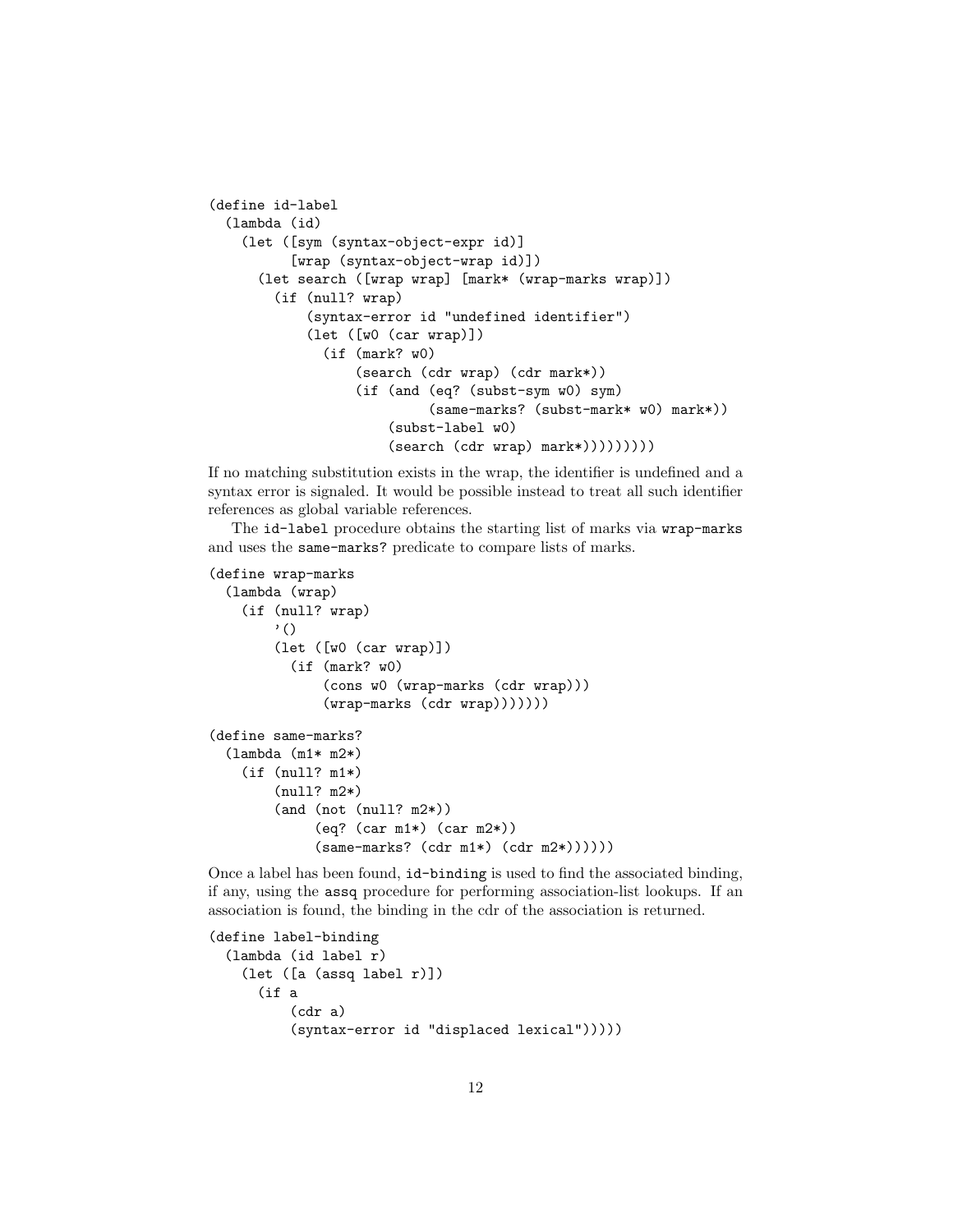```
(define id-label
  (lambda (id)
    (let ([sym (syntax-object-expr id)]
          [wrap (syntax-object-wrap id)])
      (let search ([wrap wrap] [mark* (wrap-marks wrap)])
        (if (null? wrap)
            (syntax-error id "undefined identifier")
            (let ([w0 (car wrap)])
              (if (mark? w0)
                  (search (cdr wrap) (cdr mark*))
                  (if (and (eq? (subst-sym w0) sym)
                           (same-marks? (subst-mark* w0) mark*))
                      (subst-label w0)
                      (search (cdr wrap) mark*)))))))))
```

If no matching substitution exists in the wrap, the identifier is undefined and a syntax error is signaled. It would be possible instead to treat all such identifier references as global variable references.

The id-label procedure obtains the starting list of marks via wrap-marks and uses the same-marks? predicate to compare lists of marks.

```
(define wrap-marks
  (lambda (wrap)
    (if (null? wrap)
        '()
        (let ([w0 (car wrap)])
          (if (mark? w0)
              (cons w0 (wrap-marks (cdr wrap)))
              (wrap-marks (cdr wrap)))))))

(define same-marks?
  (lambda (m1* m2*)
    (if (null? m1*)
        (null? m2*)
        (and (not (null? m2*))
             (eq? (car m1*) (car m2*))
             (same-marks? (cdr m1*) (cdr m2*))))))
```

Once a label has been found, id-binding is used to find the associated binding, if any, using the assq procedure for performing association-list lookups. If an association is found, the binding in the cdr of the association is returned.

```
(define label-binding
  (lambda (id label r)
    (let ([a (assq label r)])
      (if a
          (cdr a)
          (syntax-error id "displaced lexical")))))
```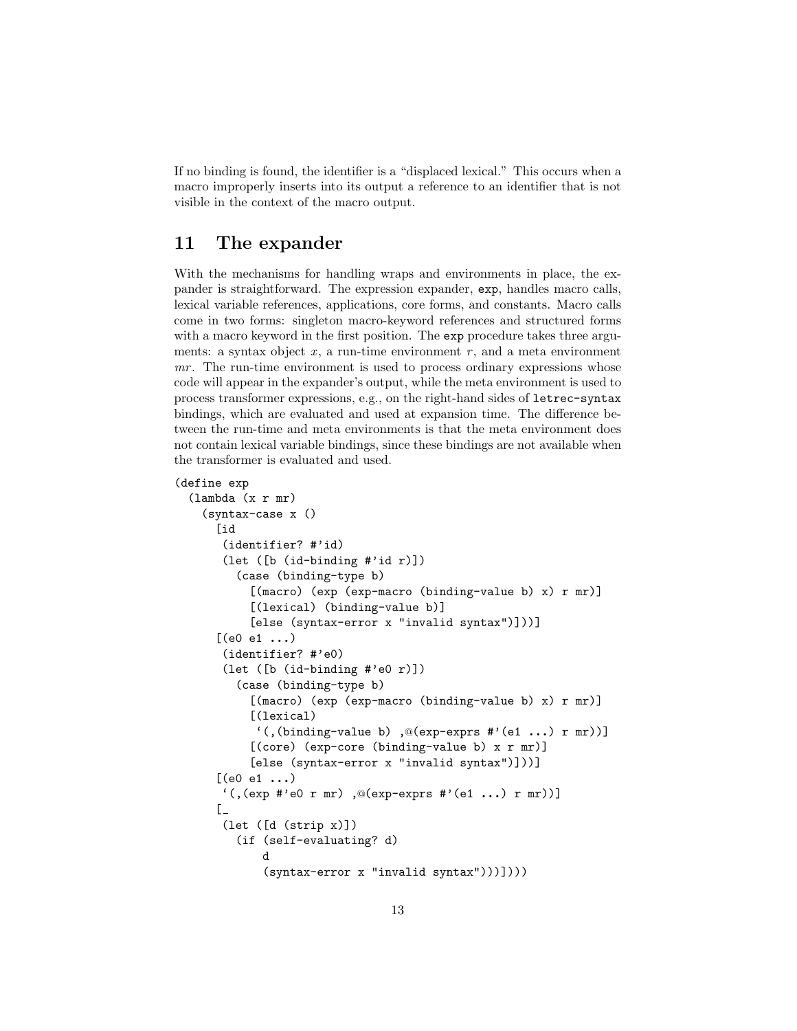If no binding is found, the identifier is a "displaced lexical." This occurs when a macro improperly inserts into its output a reference to an identifier that is not visible in the context of the macro output.

## 11 The expander

With the mechanisms for handling wraps and environments in place, the expander is straightforward. The expression expander, `exp`, handles macro calls, lexical variable references, applications, core forms, and constants. Macro calls come in two forms: singleton macro-keyword references and structured forms with a macro keyword in the first position. The `exp` procedure takes three arguments: a syntax object $x$, a run-time environment $r$, and a meta environment $mr$. The run-time environment is used to process ordinary expressions whose code will appear in the expander's output, while the meta environment is used to process transformer expressions, e.g., on the right-hand sides of `letrec-syntax` bindings, which are evaluated and used at expansion time. The difference between the run-time and meta environments is that the meta environment does not contain lexical variable bindings, since these bindings are not available when the transformer is evaluated and used.

```
(define exp
  (lambda (x r mr)
    (syntax-case x ()
      [id
       (identifier? #'id)
       (let ([b (id-binding #'id r)])
         (case (binding-type b)
           [(macro) (exp (exp-macro (binding-value b) x) r mr)]
           [(lexical) (binding-value b)]
           [else (syntax-error x "invalid syntax")]))]
      [(e0 e1 ...)
       (identifier? #'e0)
       (let ([b (id-binding #'e0 r)])
         (case (binding-type b)
           [(macro) (exp (exp-macro (binding-value b) x) r mr)]
           [(lexical)
            `(,(binding-value b) ,@(exp-exprs #'(e1 ...) r mr))]
           [(core) (exp-core (binding-value b) x r mr)]
           [else (syntax-error x "invalid syntax")]))]
      [(e0 e1 ...)
       `(,(exp #'e0 r mr) ,@(exp-exprs #'(e1 ...) r mr))]
      [_
       (let ([d (strip x)])
         (if (self-evaluating? d)
             d
             (syntax-error x "invalid syntax")))])))
```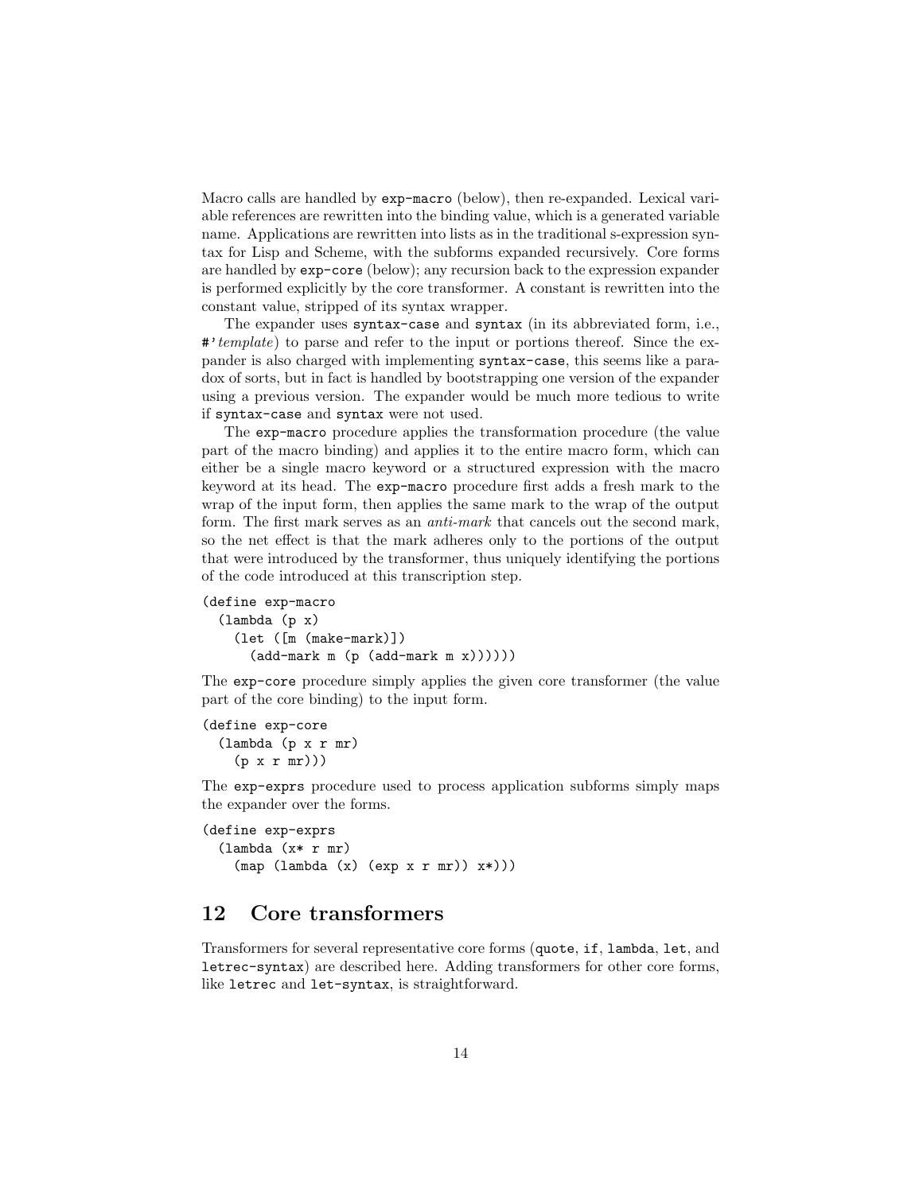Macro calls are handled by `exp-macro` (below), then re-expanded. Lexical variable references are rewritten into the binding value, which is a generated variable name. Applications are rewritten into lists as in the traditional s-expression syntax for Lisp and Scheme, with the subforms expanded recursively. Core forms are handled by `exp-core` (below); any recursion back to the expression expander is performed explicitly by the core transformer. A constant is rewritten into the constant value, stripped of its syntax wrapper.

The expander uses `syntax-case` and `syntax` (in its abbreviated form, i.e., `#'`*template*) to parse and refer to the input or portions thereof. Since the expander is also charged with implementing `syntax-case`, this seems like a paradox of sorts, but in fact is handled by bootstrapping one version of the expander using a previous version. The expander would be much more tedious to write if `syntax-case` and `syntax` were not used.

The `exp-macro` procedure applies the transformation procedure (the value part of the macro binding) and applies it to the entire macro form, which can either be a single macro keyword or a structured expression with the macro keyword at its head. The `exp-macro` procedure first adds a fresh mark to the wrap of the input form, then applies the same mark to the wrap of the output form. The first mark serves as an *anti-mark* that cancels out the second mark, so the net effect is that the mark adheres only to the portions of the output that were introduced by the transformer, thus uniquely identifying the portions of the code introduced at this transcription step.

```
(define exp-macro
  (lambda (p x)
    (let ([m (make-mark)])
      (add-mark m (p (add-mark m x))))))
```

The `exp-core` procedure simply applies the given core transformer (the value part of the core binding) to the input form.

```
(define exp-core
  (lambda (p x r mr)
    (p x r mr)))
```

The `exp-exprs` procedure used to process application subforms simply maps the expander over the forms.

```
(define exp-exprs
  (lambda (x* r mr)
    (map (lambda (x) (exp x r mr)) x*)))
```

## 12 Core transformers

Transformers for several representative core forms (`quote`, `if`, `lambda`, `let`, and `letrec-syntax`) are described here. Adding transformers for other core forms, like `letrec` and `let-syntax`, is straightforward.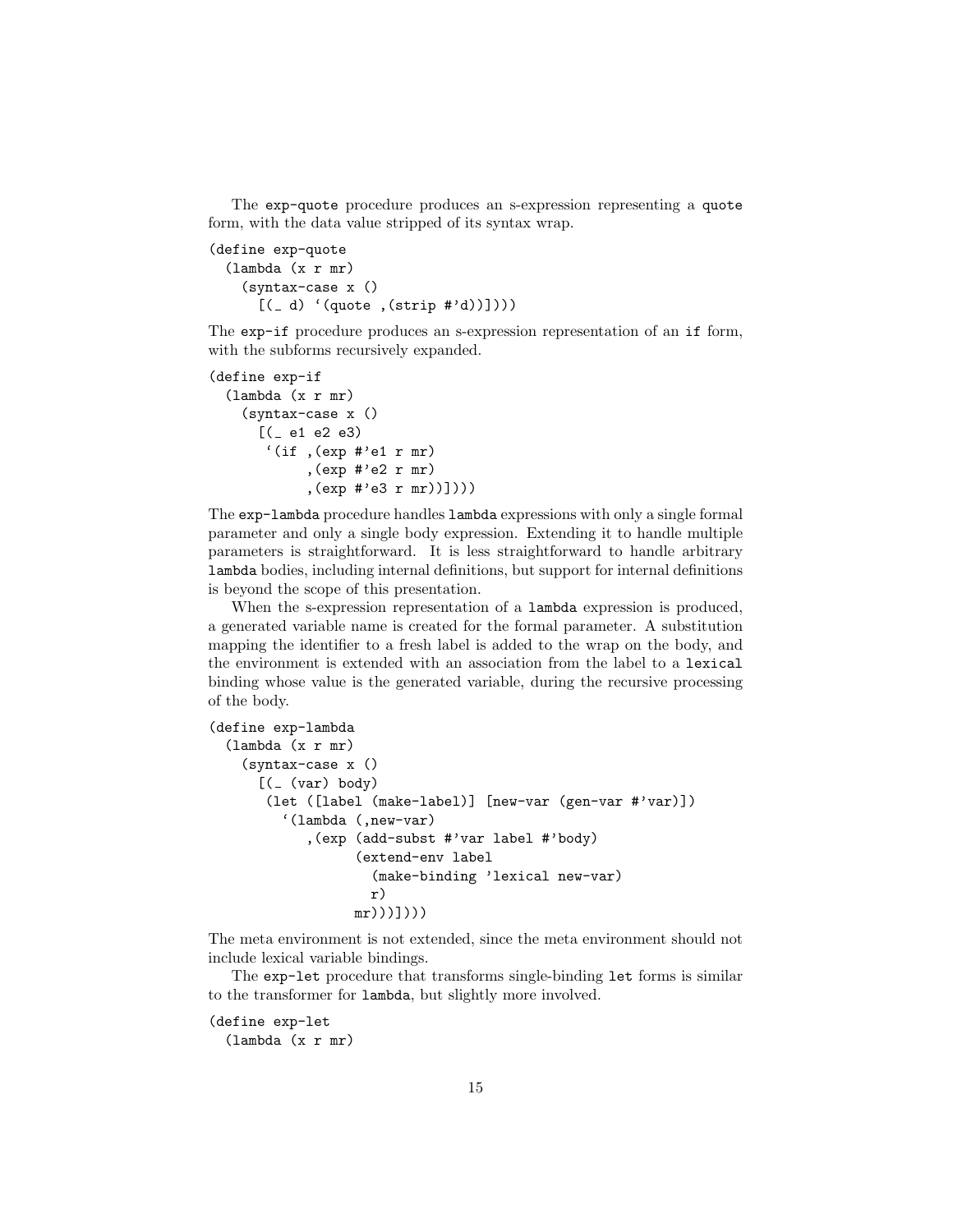The `exp-quote` procedure produces an s-expression representing a `quote` form, with the data value stripped of its syntax wrap.

```
(define exp-quote
  (lambda (x r mr)
    (syntax-case x ()
      [(_ d) `(quote ,(strip #'d))])))
```

The `exp-if` procedure produces an s-expression representation of an `if` form, with the subforms recursively expanded.

```
(define exp-if
  (lambda (x r mr)
    (syntax-case x ()
      [(_ e1 e2 e3)
       `(if ,(exp #'e1 r mr)
            ,(exp #'e2 r mr)
            ,(exp #'e3 r mr))])))
```

The `exp-lambda` procedure handles `lambda` expressions with only a single formal parameter and only a single body expression. Extending it to handle multiple parameters is straightforward. It is less straightforward to handle arbitrary `lambda` bodies, including internal definitions, but support for internal definitions is beyond the scope of this presentation.

When the s-expression representation of a `lambda` expression is produced, a generated variable name is created for the formal parameter. A substitution mapping the identifier to a fresh label is added to the wrap on the body, and the environment is extended with an association from the label to a `lexical` binding whose value is the generated variable, during the recursive processing of the body.

```
(define exp-lambda
  (lambda (x r mr)
    (syntax-case x ()
      [(_ (var) body)
       (let ([label (make-label)] [new-var (gen-var #'var)])
         `(lambda (,new-var)
            ,(exp (add-subst #'var label #'body)
                  (extend-env label
                    (make-binding 'lexical new-var)
                    r)
                  mr)))])))
```

The meta environment is not extended, since the meta environment should not include lexical variable bindings.

The `exp-let` procedure that transforms single-binding `let` forms is similar to the transformer for `lambda`, but slightly more involved.

```
(define exp-let
  (lambda (x r mr)
```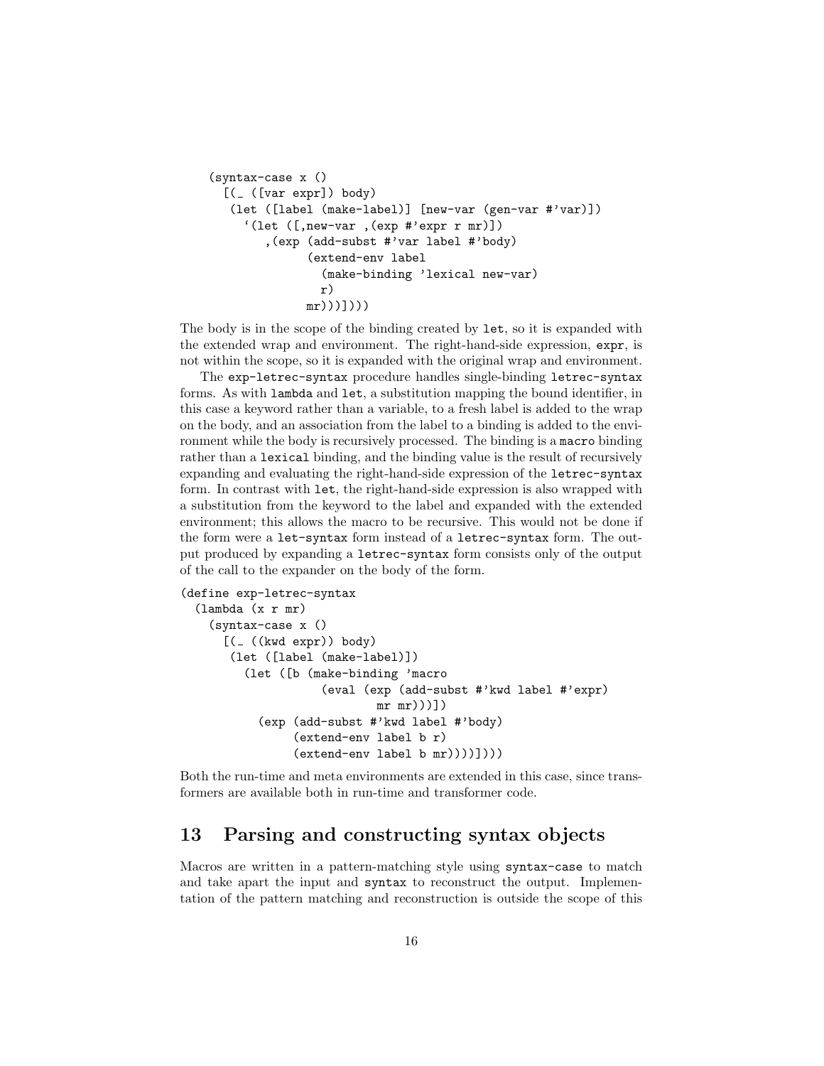```
(syntax-case x ()
  [(_ ([var expr]) body)
   (let ([label (make-label)] [new-var (gen-var #'var)])
     `(let ([,new-var ,(exp #'expr r mr)])
        ,(exp (add-subst #'var label #'body)
              (extend-env label
                (make-binding 'lexical new-var)
                r)
              mr)))])))
```

The body is in the scope of the binding created by `let`, so it is expanded with the extended wrap and environment. The right-hand-side expression, `expr`, is not within the scope, so it is expanded with the original wrap and environment.

The `exp-letrec-syntax` procedure handles single-binding `letrec-syntax` forms. As with `lambda` and `let`, a substitution mapping the bound identifier, in this case a keyword rather than a variable, to a fresh label is added to the wrap on the body, and an association from the label to a binding is added to the environment while the body is recursively processed. The binding is a `macro` binding rather than a `lexical` binding, and the binding value is the result of recursively expanding and evaluating the right-hand-side expression of the `letrec-syntax` form. In contrast with `let`, the right-hand-side expression is also wrapped with a substitution from the keyword to the label and expanded with the extended environment; this allows the macro to be recursive. This would not be done if the form were a `let-syntax` form instead of a `letrec-syntax` form. The output produced by expanding a `letrec-syntax` form consists only of the output of the call to the expander on the body of the form.

```
(define exp-letrec-syntax
  (lambda (x r mr)
    (syntax-case x ()
      [(_ ((kwd expr)) body)
       (let ([label (make-label)])
         (let ([b (make-binding 'macro
                    (eval (exp (add-subst #'kwd label #'expr)
                            mr mr)))])
           (exp (add-subst #'kwd label #'body)
                (extend-env label b r)
                (extend-env label b mr))))])))
```

Both the run-time and meta environments are extended in this case, since transformers are available both in run-time and transformer code.

## 13 Parsing and constructing syntax objects

Macros are written in a pattern-matching style using `syntax-case` to match and take apart the input and `syntax` to reconstruct the output. Implementation of the pattern matching and reconstruction is outside the scope of this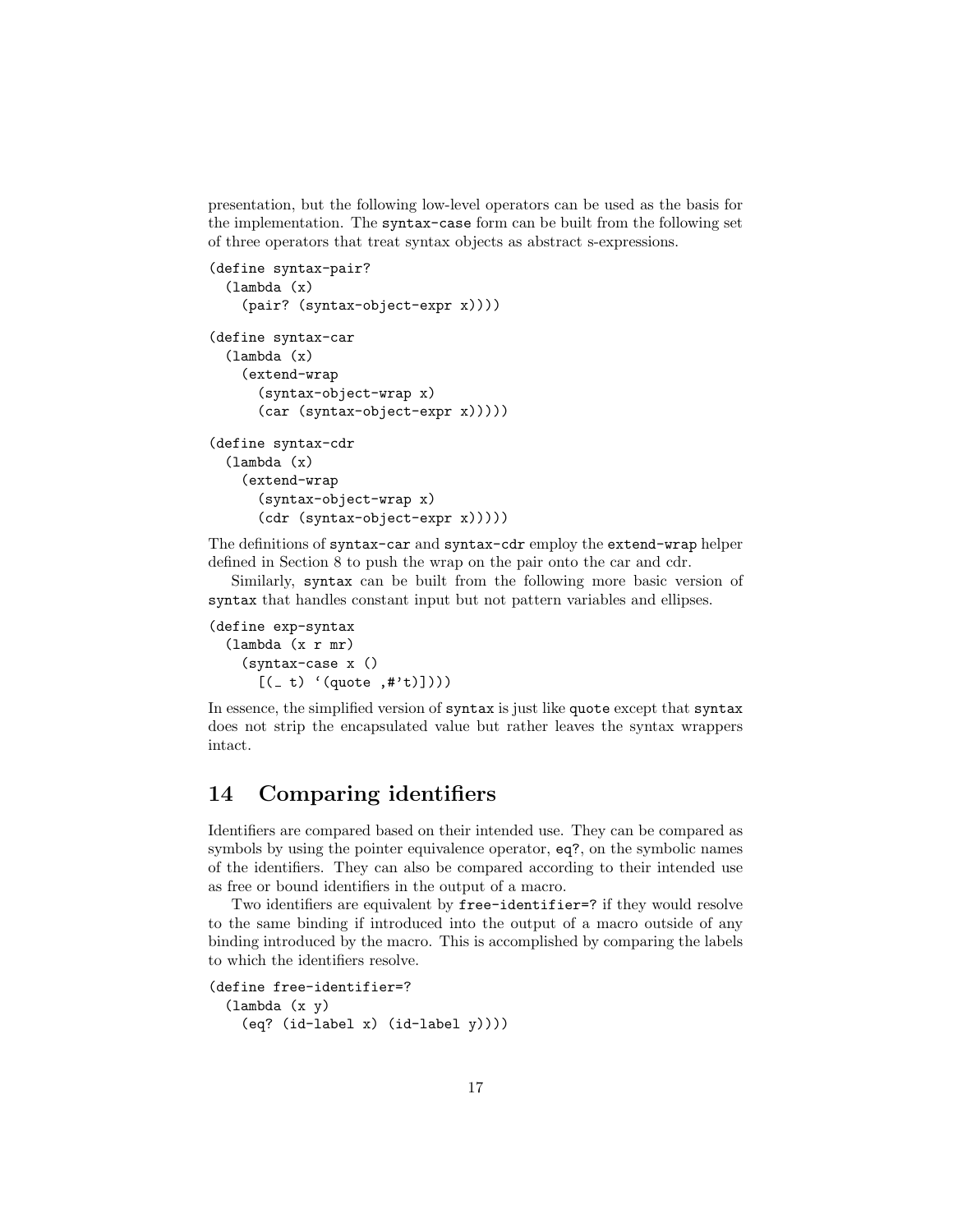presentation, but the following low-level operators can be used as the basis for the implementation. The `syntax-case` form can be built from the following set of three operators that treat syntax objects as abstract s-expressions.

```
(define syntax-pair?
  (lambda (x)
    (pair? (syntax-object-expr x))))

(define syntax-car
  (lambda (x)
    (extend-wrap
      (syntax-object-wrap x)
      (car (syntax-object-expr x)))))

(define syntax-cdr
  (lambda (x)
    (extend-wrap
      (syntax-object-wrap x)
      (cdr (syntax-object-expr x)))))
```

The definitions of `syntax-car` and `syntax-cdr` employ the `extend-wrap` helper defined in Section 8 to push the wrap on the pair onto the car and cdr.

Similarly, `syntax` can be built from the following more basic version of `syntax` that handles constant input but not pattern variables and ellipses.

```
(define exp-syntax
  (lambda (x r mr)
    (syntax-case x ()
      [(_ t) `(quote ,#'t)])))
```

In essence, the simplified version of `syntax` is just like `quote` except that `syntax` does not strip the encapsulated value but rather leaves the syntax wrappers intact.

## 14 Comparing identifiers

Identifiers are compared based on their intended use. They can be compared as symbols by using the pointer equivalence operator, `eq?`, on the symbolic names of the identifiers. They can also be compared according to their intended use as free or bound identifiers in the output of a macro.

Two identifiers are equivalent by `free-identifier=?` if they would resolve to the same binding if introduced into the output of a macro outside of any binding introduced by the macro. This is accomplished by comparing the labels to which the identifiers resolve.

```
(define free-identifier=?
  (lambda (x y)
    (eq? (id-label x) (id-label y))))
```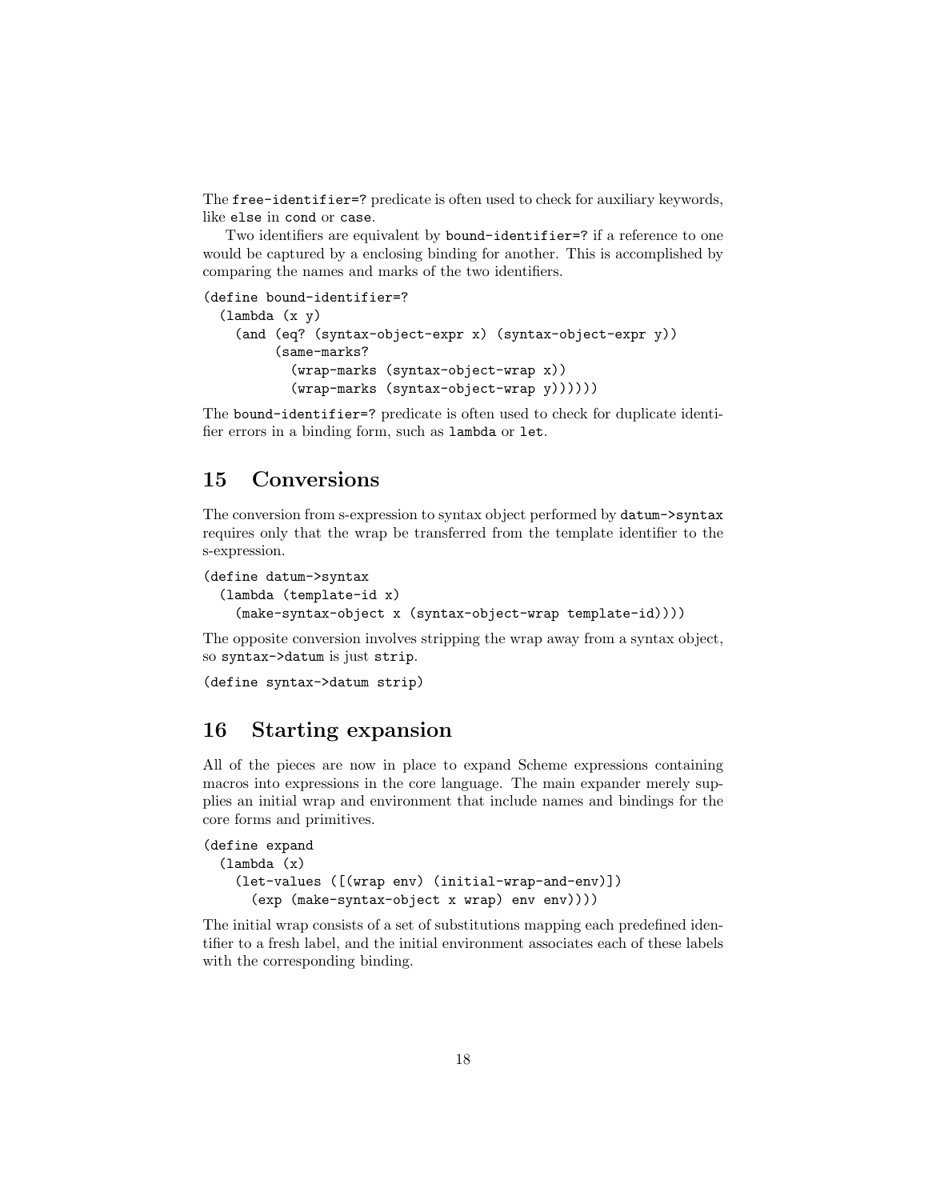The `free-identifier=?` predicate is often used to check for auxiliary keywords, like `else` in `cond` or `case`.

Two identifiers are equivalent by `bound-identifier=?` if a reference to one would be captured by a enclosing binding for another. This is accomplished by comparing the names and marks of the two identifiers.

```
(define bound-identifier=?
  (lambda (x y)
    (and (eq? (syntax-object-expr x) (syntax-object-expr y))
         (same-marks?
           (wrap-marks (syntax-object-wrap x))
           (wrap-marks (syntax-object-wrap y))))))
```

The `bound-identifier=?` predicate is often used to check for duplicate identifier errors in a binding form, such as `lambda` or `let`.

## 15 Conversions

The conversion from s-expression to syntax object performed by `datum->syntax` requires only that the wrap be transferred from the template identifier to the s-expression.

```
(define datum->syntax
  (lambda (template-id x)
    (make-syntax-object x (syntax-object-wrap template-id))))
```

The opposite conversion involves stripping the wrap away from a syntax object, so `syntax->datum` is just `strip`.

```
(define syntax->datum strip)
```

## 16 Starting expansion

All of the pieces are now in place to expand Scheme expressions containing macros into expressions in the core language. The main expander merely supplies an initial wrap and environment that include names and bindings for the core forms and primitives.

```
(define expand
  (lambda (x)
    (let-values ([(wrap env) (initial-wrap-and-env)])
      (exp (make-syntax-object x wrap) env env))))
```

The initial wrap consists of a set of substitutions mapping each predefined identifier to a fresh label, and the initial environment associates each of these labels with the corresponding binding.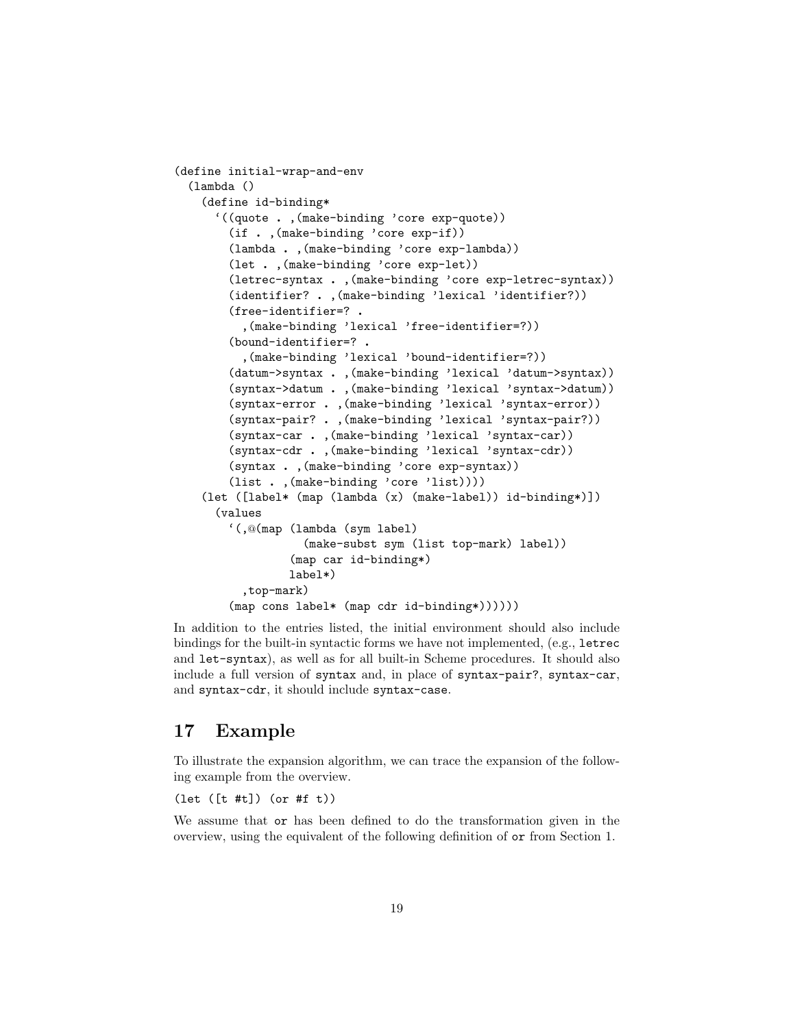```
(define initial-wrap-and-env
  (lambda ()
    (define id-binding*
      `((quote . ,(make-binding 'core exp-quote))
        (if . ,(make-binding 'core exp-if))
        (lambda . ,(make-binding 'core exp-lambda))
        (let . ,(make-binding 'core exp-let))
        (letrec-syntax . ,(make-binding 'core exp-letrec-syntax))
        (identifier? . ,(make-binding 'lexical 'identifier?))
        (free-identifier=? .
          ,(make-binding 'lexical 'free-identifier=?))
        (bound-identifier=? .
          ,(make-binding 'lexical 'bound-identifier=?))
        (datum->syntax . ,(make-binding 'lexical 'datum->syntax))
        (syntax->datum . ,(make-binding 'lexical 'syntax->datum))
        (syntax-error . ,(make-binding 'lexical 'syntax-error))
        (syntax-pair? . ,(make-binding 'lexical 'syntax-pair?))
        (syntax-car . ,(make-binding 'lexical 'syntax-car))
        (syntax-cdr . ,(make-binding 'lexical 'syntax-cdr))
        (syntax . ,(make-binding 'core exp-syntax))
        (list . ,(make-binding 'core 'list))))
    (let ([label* (map (lambda (x) (make-label)) id-binding*)])
      (values
        `(,@(map (lambda (sym label)
                   (make-subst sym (list top-mark) label))
                 (map car id-binding*)
                 label*)
          ,top-mark)
        (map cons label* (map cdr id-binding*))))))
```

In addition to the entries listed, the initial environment should also include bindings for the built-in syntactic forms we have not implemented, (e.g., `letrec` and `let-syntax`), as well as for all built-in Scheme procedures. It should also include a full version of `syntax` and, in place of `syntax-pair?`, `syntax-car`, and `syntax-cdr`, it should include `syntax-case`.

## 17 Example

To illustrate the expansion algorithm, we can trace the expansion of the following example from the overview.

```
(let ([t #t]) (or #f t))
```

We assume that `or` has been defined to do the transformation given in the overview, using the equivalent of the following definition of `or` from Section 1.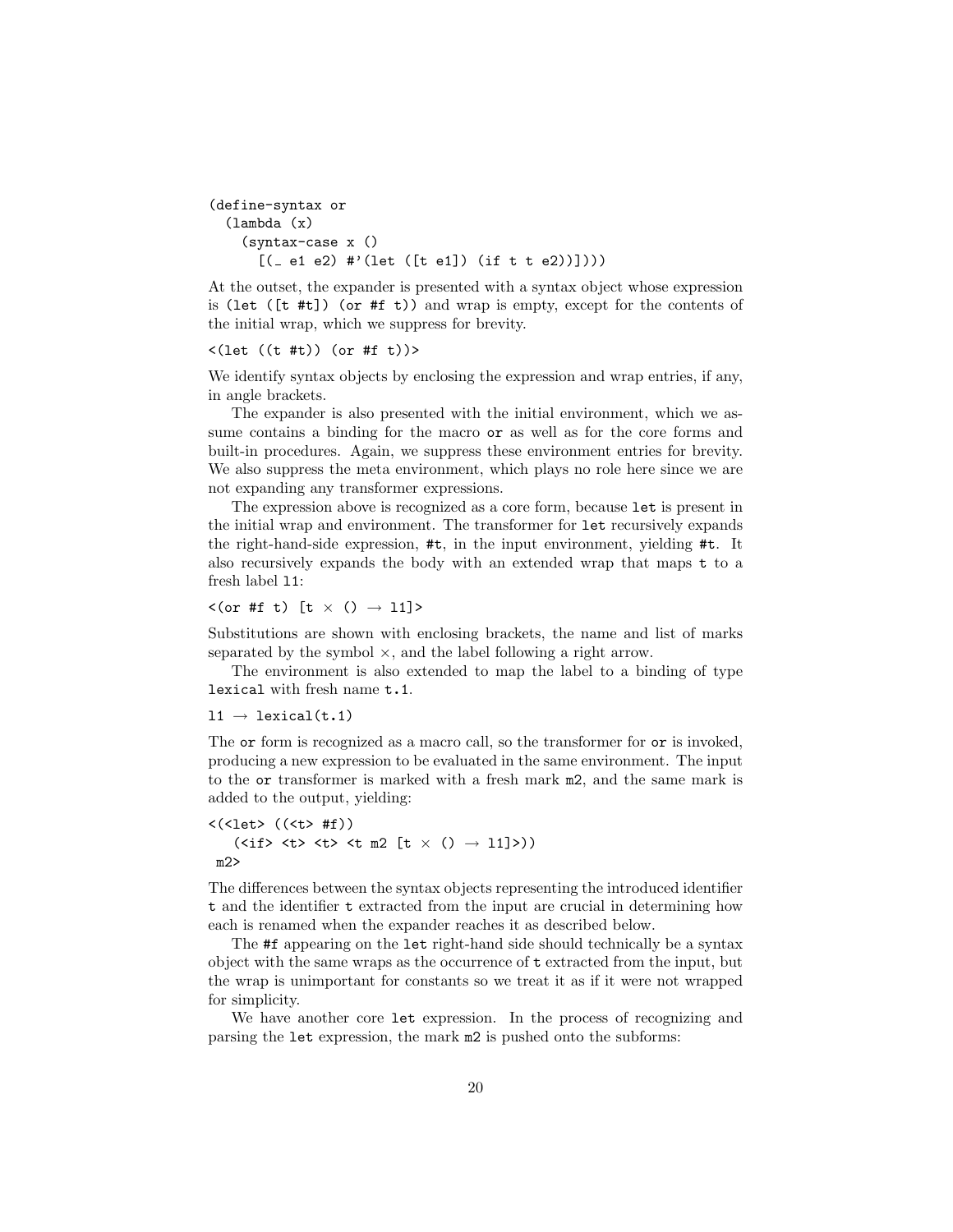```
(define-syntax or
  (lambda (x)
    (syntax-case x ()
      [(_ e1 e2) #'(let ([t e1]) (if t t e2))])))
```

At the outset, the expander is presented with a syntax object whose expression is `(let ([t #t]) (or #f t))` and wrap is empty, except for the contents of the initial wrap, which we suppress for brevity.

```
<(let ((t #t)) (or #f t))>
```

We identify syntax objects by enclosing the expression and wrap entries, if any, in angle brackets.

The expander is also presented with the initial environment, which we assume contains a binding for the macro `or` as well as for the core forms and built-in procedures. Again, we suppress these environment entries for brevity. We also suppress the meta environment, which plays no role here since we are not expanding any transformer expressions.

The expression above is recognized as a core form, because `let` is present in the initial wrap and environment. The transformer for `let` recursively expands the right-hand-side expression, `#t`, in the input environment, yielding `#t`. It also recursively expands the body with an extended wrap that maps `t` to a fresh label `l1`:

```
<(or #f t) [t × () → l1]>
```

Substitutions are shown with enclosing brackets, the name and list of marks separated by the symbol ×, and the label following a right arrow.

The environment is also extended to map the label to a binding of type `lexical` with fresh name `t.1`.

```
l1 → lexical(t.1)
```

The `or` form is recognized as a macro call, so the transformer for `or` is invoked, producing a new expression to be evaluated in the same environment. The input to the `or` transformer is marked with a fresh mark `m2`, and the same mark is added to the output, yielding:

```
<(<let> ((<t> #f))
   (<if> <t> <t> <t m2 [t × () → l1]>))
 m2>
```

The differences between the syntax objects representing the introduced identifier `t` and the identifier `t` extracted from the input are crucial in determining how each is renamed when the expander reaches it as described below.

The `#f` appearing on the `let` right-hand side should technically be a syntax object with the same wraps as the occurrence of `t` extracted from the input, but the wrap is unimportant for constants so we treat it as if it were not wrapped for simplicity.

We have another core `let` expression. In the process of recognizing and parsing the `let` expression, the mark `m2` is pushed onto the subforms: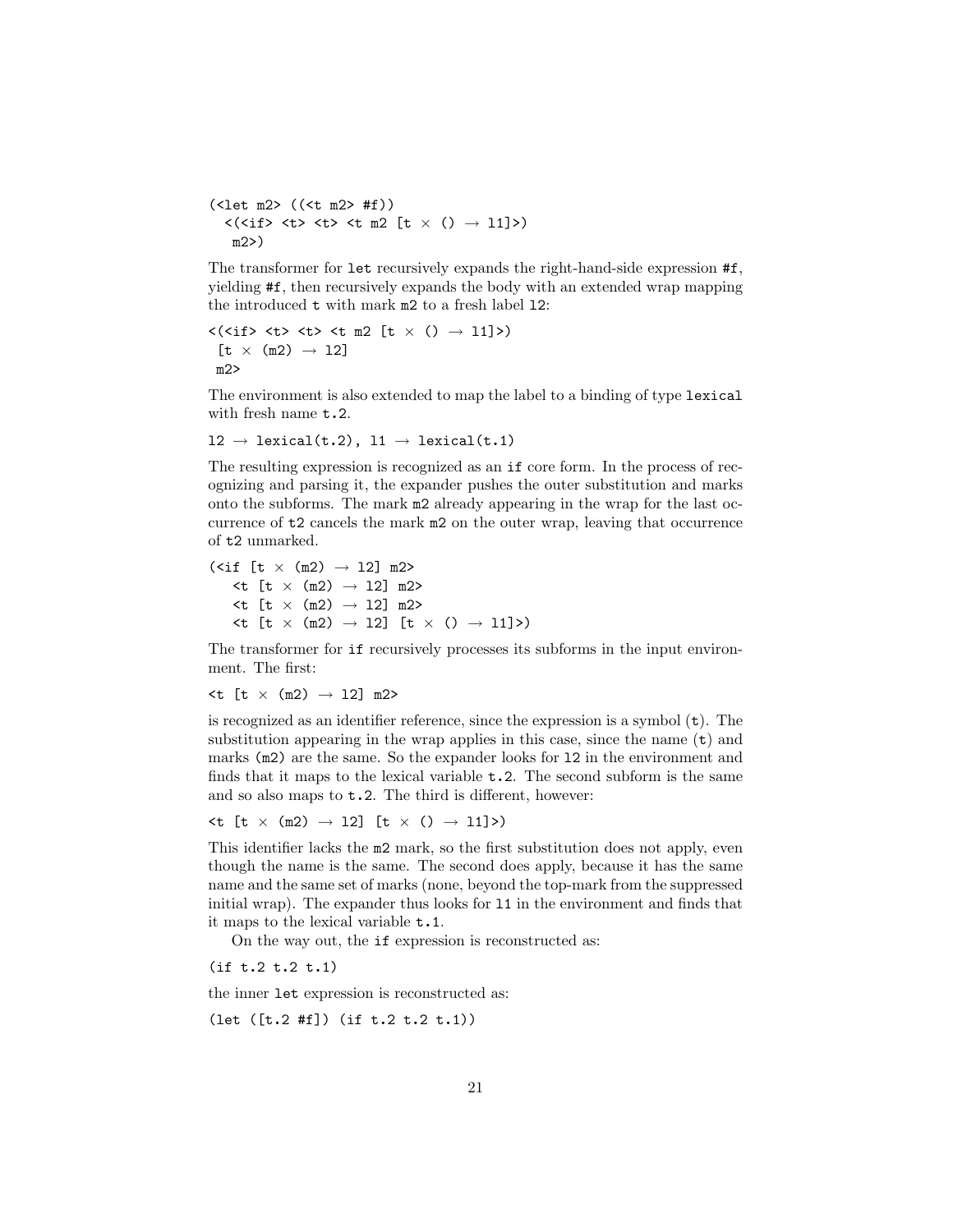```
(<let m2> ((<t m2> #f))
  <(<if> <t> <t> <t m2 [t × () → l1]>)
   m2>)
```

The transformer for `let` recursively expands the right-hand-side expression `#f`, yielding `#f`, then recursively expands the body with an extended wrap mapping the introduced `t` with mark `m2` to a fresh label `l2`:

```
<(<if> <t> <t> <t m2 [t × () → l1]>)
 [t × (m2) → l2]
 m2>
```

The environment is also extended to map the label to a binding of type `lexical` with fresh name `t.2`.

```
l2 → lexical(t.2), l1 → lexical(t.1)
```

The resulting expression is recognized as an `if` core form. In the process of recognizing and parsing it, the expander pushes the outer substitution and marks onto the subforms. The mark `m2` already appearing in the wrap for the last occurrence of `t2` cancels the mark `m2` on the outer wrap, leaving that occurrence of `t2` unmarked.

```
(<if [t × (m2) → l2] m2>
   <t [t × (m2) → l2] m2>
   <t [t × (m2) → l2] m2>
   <t [t × (m2) → l2] [t × () → l1]>)
```

The transformer for `if` recursively processes its subforms in the input environment. The first:

```
<t [t × (m2) → l2] m2>
```

is recognized as an identifier reference, since the expression is a symbol (`t`). The substitution appearing in the wrap applies in this case, since the name (`t`) and marks (`m2`) are the same. So the expander looks for `l2` in the environment and finds that it maps to the lexical variable `t.2`. The second subform is the same and so also maps to `t.2`. The third is different, however:

```
<t [t × (m2) → l2] [t × () → l1]>)
```

This identifier lacks the `m2` mark, so the first substitution does not apply, even though the name is the same. The second does apply, because it has the same name and the same set of marks (none, beyond the top-mark from the suppressed initial wrap). The expander thus looks for `l1` in the environment and finds that it maps to the lexical variable `t.1`.

On the way out, the `if` expression is reconstructed as:

```
(if t.2 t.2 t.1)
```

the inner `let` expression is reconstructed as:

```
(let ([t.2 #f]) (if t.2 t.2 t.1))
```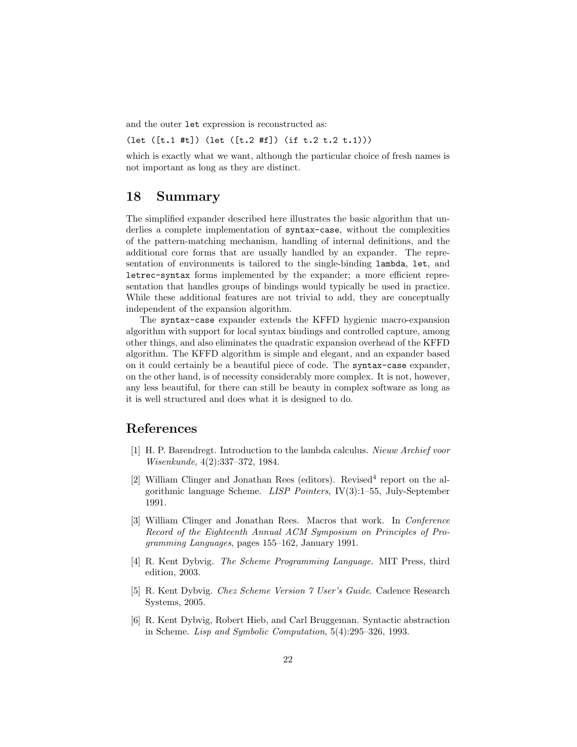and the outer `let` expression is reconstructed as:

```
(let ([t.1 #t]) (let ([t.2 #f]) (if t.2 t.2 t.1)))
```

which is exactly what we want, although the particular choice of fresh names is not important as long as they are distinct.

## 18 Summary

The simplified expander described here illustrates the basic algorithm that underlies a complete implementation of `syntax-case`, without the complexities of the pattern-matching mechanism, handling of internal definitions, and the additional core forms that are usually handled by an expander. The representation of environments is tailored to the single-binding `lambda`, `let`, and `letrec-syntax` forms implemented by the expander; a more efficient representation that handles groups of bindings would typically be used in practice. While these additional features are not trivial to add, they are conceptually independent of the expansion algorithm.

The `syntax-case` expander extends the KFFD hygienic macro-expansion algorithm with support for local syntax bindings and controlled capture, among other things, and also eliminates the quadratic expansion overhead of the KFFD algorithm. The KFFD algorithm is simple and elegant, and an expander based on it could certainly be a beautiful piece of code. The `syntax-case` expander, on the other hand, is of necessity considerably more complex. It is not, however, any less beautiful, for there can still be beauty in complex software as long as it is well structured and does what it is designed to do.

## References

[1] H. P. Barendregt. Introduction to the lambda calculus. *Nieuw Archief voor Wisenkunde*, 4(2):337–372, 1984.

[2] William Clinger and Jonathan Rees (editors). Revised$^4$ report on the algorithmic language Scheme. *LISP Pointers*, IV(3):1–55, July-September 1991.

[3] William Clinger and Jonathan Rees. Macros that work. In *Conference Record of the Eighteenth Annual ACM Symposium on Principles of Programming Languages*, pages 155–162, January 1991.

[4] R. Kent Dybvig. *The Scheme Programming Language*. MIT Press, third edition, 2003.

[5] R. Kent Dybvig. *Chez Scheme Version 7 User's Guide*. Cadence Research Systems, 2005.

[6] R. Kent Dybvig, Robert Hieb, and Carl Bruggeman. Syntactic abstraction in Scheme. *Lisp and Symbolic Computation*, 5(4):295–326, 1993.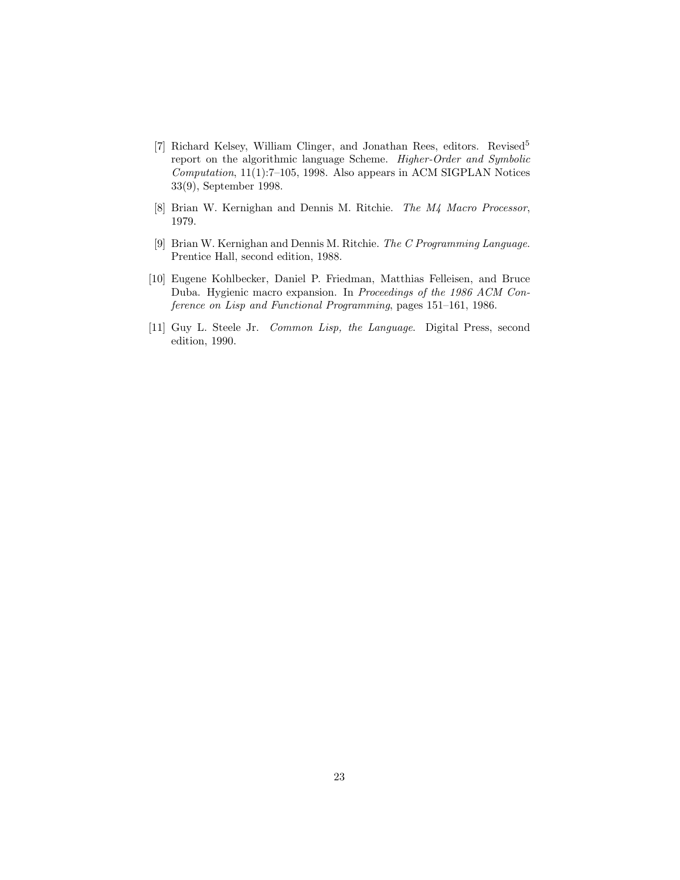[7] Richard Kelsey, William Clinger, and Jonathan Rees, editors. Revised$^5$ report on the algorithmic language Scheme. *Higher-Order and Symbolic Computation*, 11(1):7–105, 1998. Also appears in ACM SIGPLAN Notices 33(9), September 1998.

[8] Brian W. Kernighan and Dennis M. Ritchie. *The M4 Macro Processor*, 1979.

[9] Brian W. Kernighan and Dennis M. Ritchie. *The C Programming Language*. Prentice Hall, second edition, 1988.

[10] Eugene Kohlbecker, Daniel P. Friedman, Matthias Felleisen, and Bruce Duba. Hygienic macro expansion. In *Proceedings of the 1986 ACM Conference on Lisp and Functional Programming*, pages 151–161, 1986.

[11] Guy L. Steele Jr. *Common Lisp, the Language*. Digital Press, second edition, 1990.